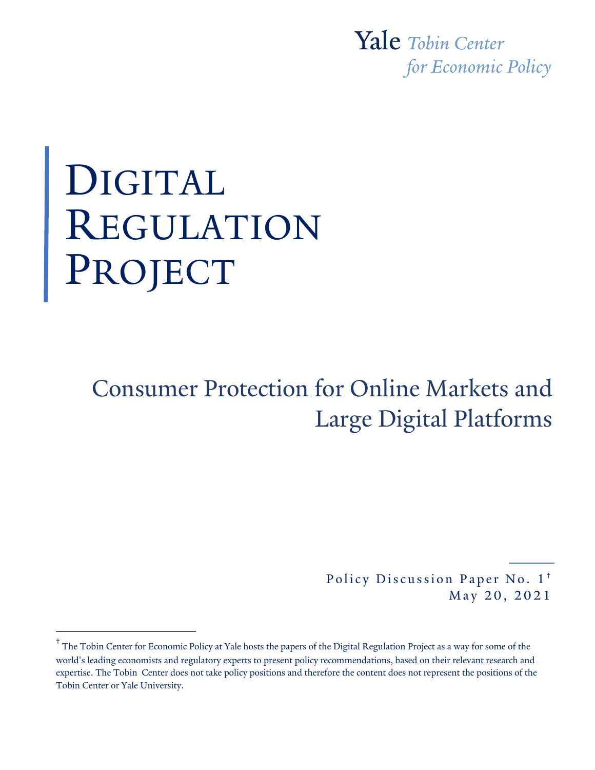Yale *Tobin Center for Economic Policy*

# Digital Regulation Project

## Consumer Protection for Online Markets and Large Digital Platforms

Policy Discussion Paper No. 1[†]

May 20, 2021

[†] The Tobin Center for Economic Policy at Yale hosts the papers of the Digital Regulation Project as a way for some of the world's leading economists and regulatory experts to present policy recommendations, based on their relevant research and expertise. The Tobin Center does not take policy positions and therefore the content does not represent the positions of the Tobin Center or Yale University.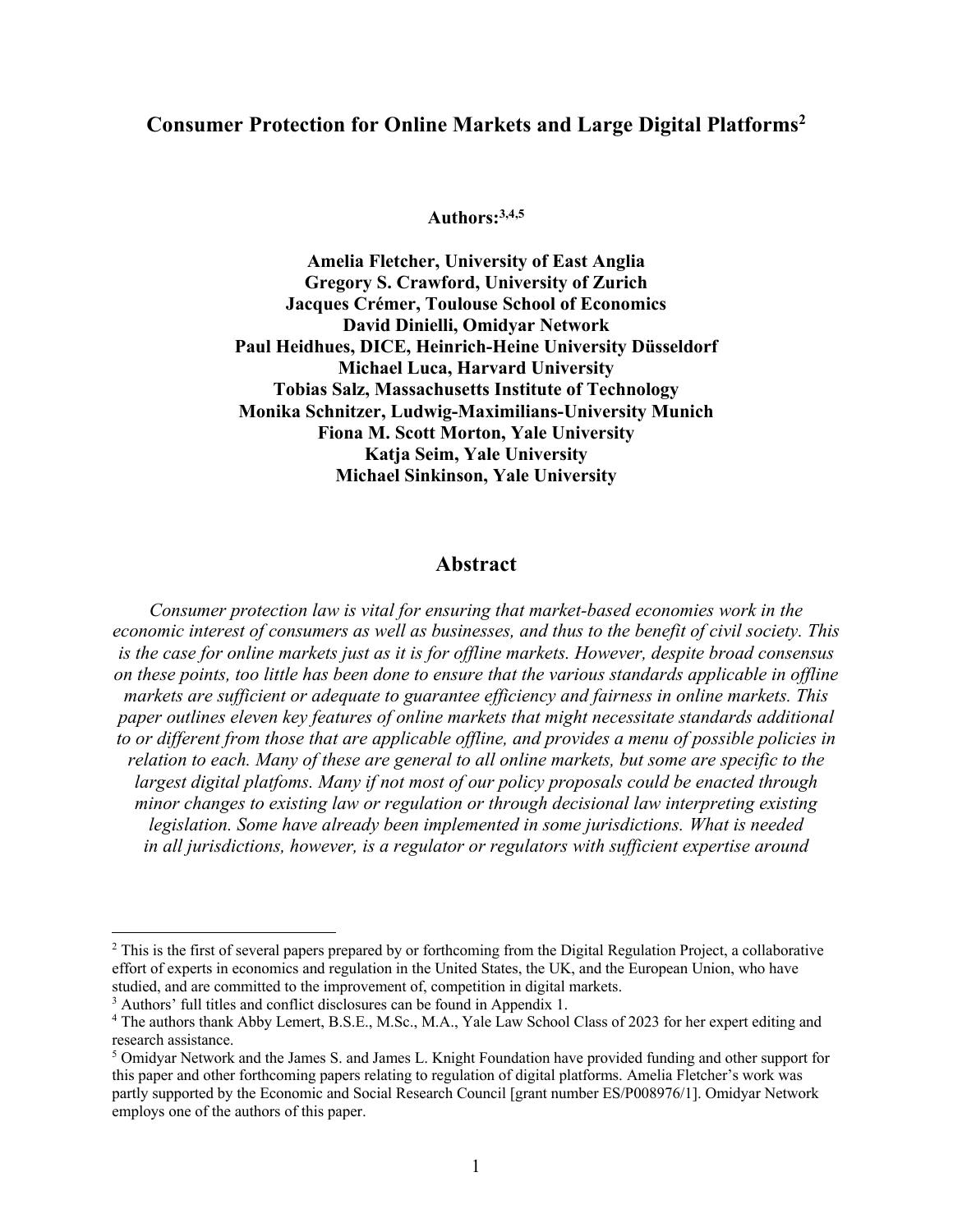# Consumer Protection for Online Markets and Large Digital Platforms[2]

**Authors:[3,4,5]**

**Amelia Fletcher, University of East Anglia**
**Gregory S. Crawford, University of Zurich**
**Jacques Crémer, Toulouse School of Economics**
**David Dinielli, Omidyar Network**
**Paul Heidhues, DICE, Heinrich-Heine University Düsseldorf**
**Michael Luca, Harvard University**
**Tobias Salz, Massachusetts Institute of Technology**
**Monika Schnitzer, Ludwig-Maximilians-University Munich**
**Fiona M. Scott Morton, Yale University**
**Katja Seim, Yale University**
**Michael Sinkinson, Yale University**

## Abstract

*Consumer protection law is vital for ensuring that market-based economies work in the economic interest of consumers as well as businesses, and thus to the benefit of civil society. This is the case for online markets just as it is for offline markets. However, despite broad consensus on these points, too little has been done to ensure that the various standards applicable in offline markets are sufficient or adequate to guarantee efficiency and fairness in online markets. This paper outlines eleven key features of online markets that might necessitate standards additional to or different from those that are applicable offline, and provides a menu of possible policies in relation to each. Many of these are general to all online markets, but some are specific to the largest digital platfoms. Many if not most of our policy proposals could be enacted through minor changes to existing law or regulation or through decisional law interpreting existing legislation. Some have already been implemented in some jurisdictions. What is needed in all jurisdictions, however, is a regulator or regulators with sufficient expertise around*

---

[2] This is the first of several papers prepared by or forthcoming from the Digital Regulation Project, a collaborative effort of experts in economics and regulation in the United States, the UK, and the European Union, who have studied, and are committed to the improvement of, competition in digital markets.

[3] Authors' full titles and conflict disclosures can be found in Appendix 1.

[4] The authors thank Abby Lemert, B.S.E., M.Sc., M.A., Yale Law School Class of 2023 for her expert editing and research assistance.

[5] Omidyar Network and the James S. and James L. Knight Foundation have provided funding and other support for this paper and other forthcoming papers relating to regulation of digital platforms. Amelia Fletcher's work was partly supported by the Economic and Social Research Council [grant number ES/P008976/1]. Omidyar Network employs one of the authors of this paper.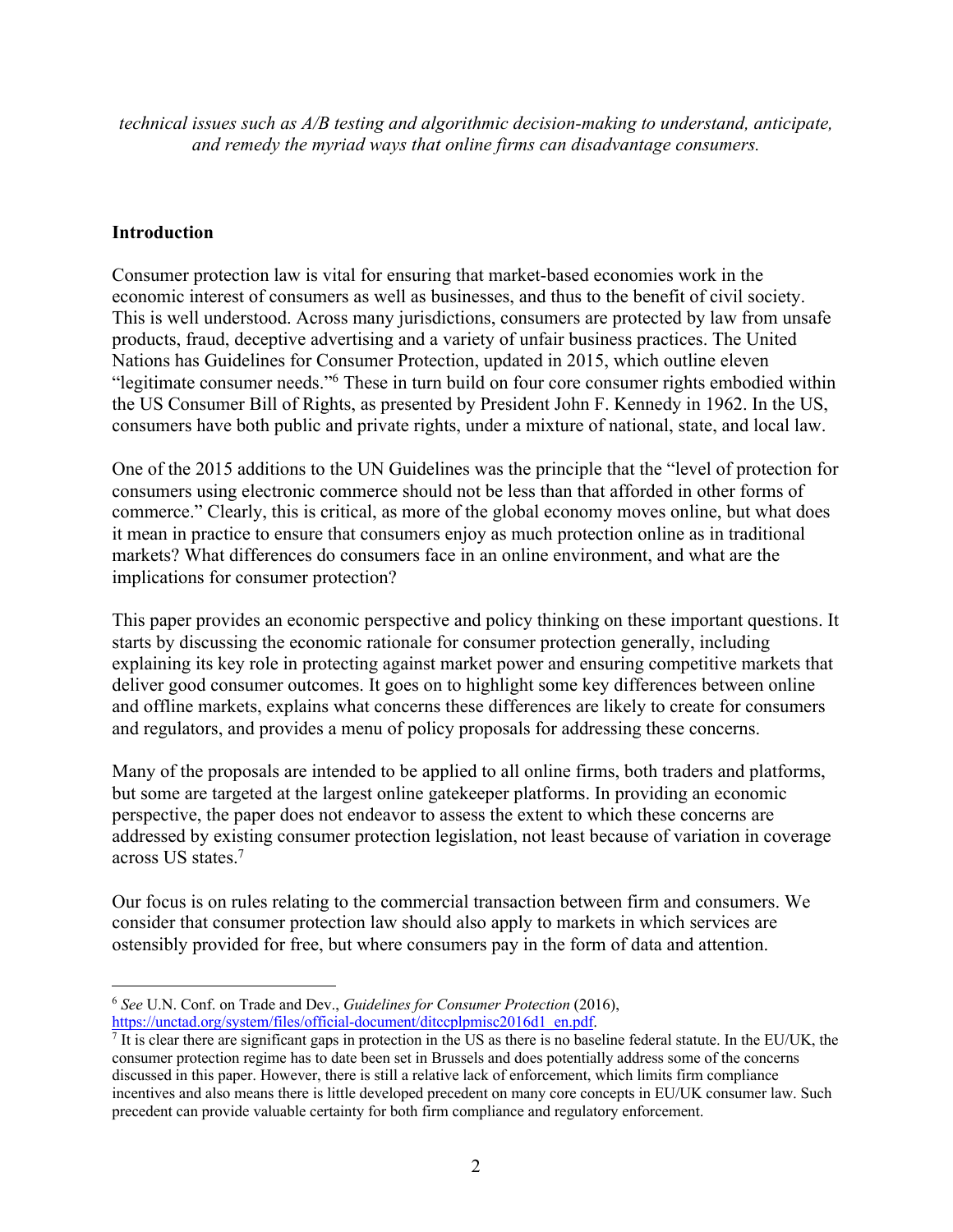*technical issues such as A/B testing and algorithmic decision-making to understand, anticipate, and remedy the myriad ways that online firms can disadvantage consumers.*

## Introduction

Consumer protection law is vital for ensuring that market-based economies work in the economic interest of consumers as well as businesses, and thus to the benefit of civil society. This is well understood. Across many jurisdictions, consumers are protected by law from unsafe products, fraud, deceptive advertising and a variety of unfair business practices. The United Nations has Guidelines for Consumer Protection, updated in 2015, which outline eleven "legitimate consumer needs."[6] These in turn build on four core consumer rights embodied within the US Consumer Bill of Rights, as presented by President John F. Kennedy in 1962. In the US, consumers have both public and private rights, under a mixture of national, state, and local law.

One of the 2015 additions to the UN Guidelines was the principle that the "level of protection for consumers using electronic commerce should not be less than that afforded in other forms of commerce." Clearly, this is critical, as more of the global economy moves online, but what does it mean in practice to ensure that consumers enjoy as much protection online as in traditional markets? What differences do consumers face in an online environment, and what are the implications for consumer protection?

This paper provides an economic perspective and policy thinking on these important questions. It starts by discussing the economic rationale for consumer protection generally, including explaining its key role in protecting against market power and ensuring competitive markets that deliver good consumer outcomes. It goes on to highlight some key differences between online and offline markets, explains what concerns these differences are likely to create for consumers and regulators, and provides a menu of policy proposals for addressing these concerns.

Many of the proposals are intended to be applied to all online firms, both traders and platforms, but some are targeted at the largest online gatekeeper platforms. In providing an economic perspective, the paper does not endeavor to assess the extent to which these concerns are addressed by existing consumer protection legislation, not least because of variation in coverage across US states.[7]

Our focus is on rules relating to the commercial transaction between firm and consumers. We consider that consumer protection law should also apply to markets in which services are ostensibly provided for free, but where consumers pay in the form of data and attention.

---

[6] *See* U.N. Conf. on Trade and Dev., *Guidelines for Consumer Protection* (2016), https://unctad.org/system/files/official-document/ditccplpmisc2016d1_en.pdf.

[7] It is clear there are significant gaps in protection in the US as there is no baseline federal statute. In the EU/UK, the consumer protection regime has to date been set in Brussels and does potentially address some of the concerns discussed in this paper. However, there is still a relative lack of enforcement, which limits firm compliance incentives and also means there is little developed precedent on many core concepts in EU/UK consumer law. Such precedent can provide valuable certainty for both firm compliance and regulatory enforcement.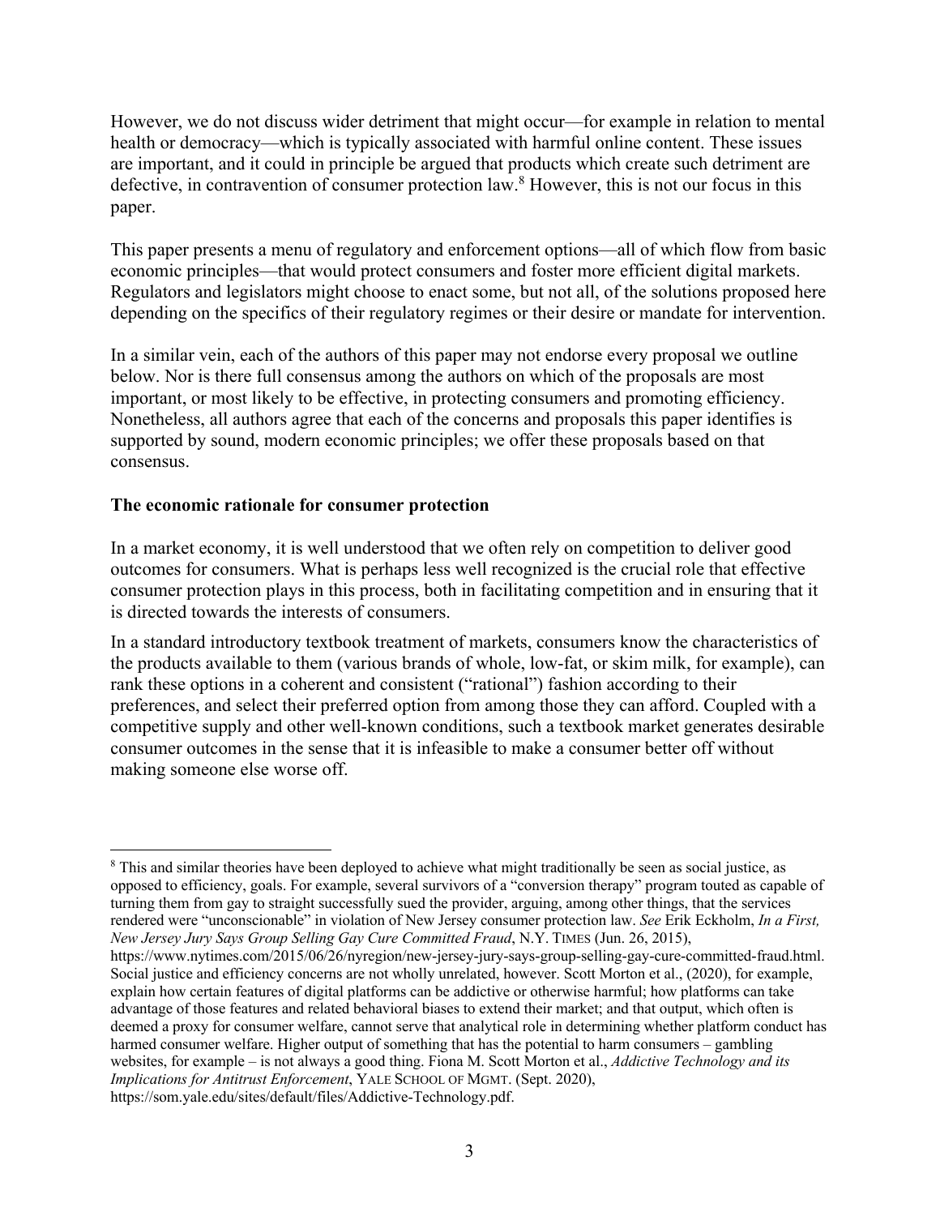However, we do not discuss wider detriment that might occur—for example in relation to mental health or democracy—which is typically associated with harmful online content. These issues are important, and it could in principle be argued that products which create such detriment are defective, in contravention of consumer protection law.[8] However, this is not our focus in this paper.

This paper presents a menu of regulatory and enforcement options—all of which flow from basic economic principles—that would protect consumers and foster more efficient digital markets. Regulators and legislators might choose to enact some, but not all, of the solutions proposed here depending on the specifics of their regulatory regimes or their desire or mandate for intervention.

In a similar vein, each of the authors of this paper may not endorse every proposal we outline below. Nor is there full consensus among the authors on which of the proposals are most important, or most likely to be effective, in protecting consumers and promoting efficiency. Nonetheless, all authors agree that each of the concerns and proposals this paper identifies is supported by sound, modern economic principles; we offer these proposals based on that consensus.

**The economic rationale for consumer protection**

In a market economy, it is well understood that we often rely on competition to deliver good outcomes for consumers. What is perhaps less well recognized is the crucial role that effective consumer protection plays in this process, both in facilitating competition and in ensuring that it is directed towards the interests of consumers.

In a standard introductory textbook treatment of markets, consumers know the characteristics of the products available to them (various brands of whole, low-fat, or skim milk, for example), can rank these options in a coherent and consistent ("rational") fashion according to their preferences, and select their preferred option from among those they can afford. Coupled with a competitive supply and other well-known conditions, such a textbook market generates desirable consumer outcomes in the sense that it is infeasible to make a consumer better off without making someone else worse off.

---

[8] This and similar theories have been deployed to achieve what might traditionally be seen as social justice, as opposed to efficiency, goals. For example, several survivors of a "conversion therapy" program touted as capable of turning them from gay to straight successfully sued the provider, arguing, among other things, that the services rendered were "unconscionable" in violation of New Jersey consumer protection law. *See* Erik Eckholm, *In a First, New Jersey Jury Says Group Selling Gay Cure Committed Fraud*, N.Y. TIMES (Jun. 26, 2015), https://www.nytimes.com/2015/06/26/nyregion/new-jersey-jury-says-group-selling-gay-cure-committed-fraud.html. Social justice and efficiency concerns are not wholly unrelated, however. Scott Morton et al., (2020), for example, explain how certain features of digital platforms can be addictive or otherwise harmful; how platforms can take advantage of those features and related behavioral biases to extend their market; and that output, which often is deemed a proxy for consumer welfare, cannot serve that analytical role in determining whether platform conduct has harmed consumer welfare. Higher output of something that has the potential to harm consumers – gambling websites, for example – is not always a good thing. Fiona M. Scott Morton et al., *Addictive Technology and its Implications for Antitrust Enforcement*, YALE SCHOOL OF MGMT. (Sept. 2020), https://som.yale.edu/sites/default/files/Addictive-Technology.pdf.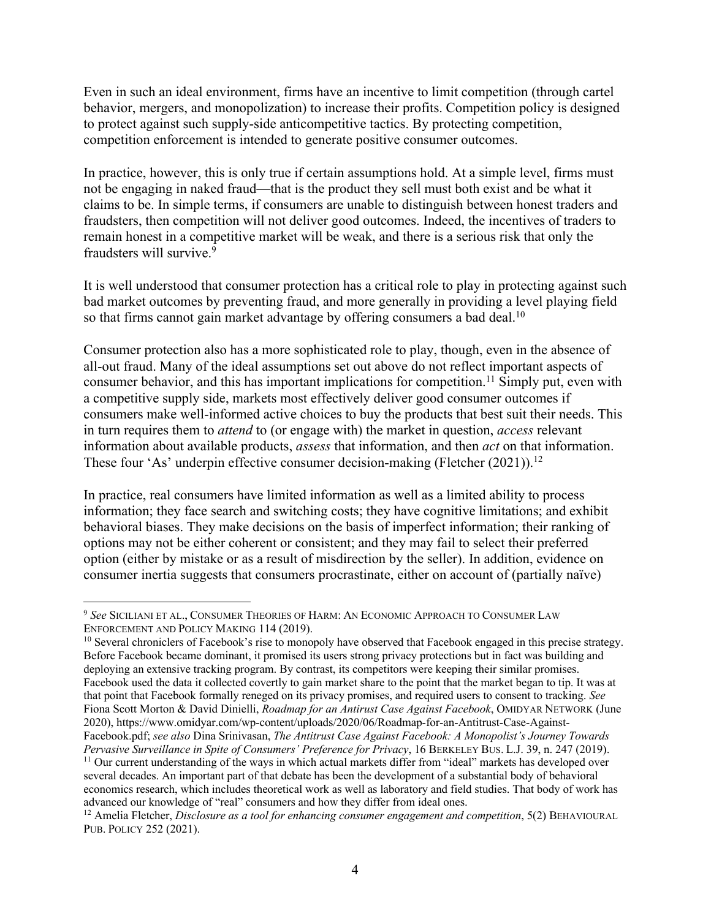Even in such an ideal environment, firms have an incentive to limit competition (through cartel behavior, mergers, and monopolization) to increase their profits. Competition policy is designed to protect against such supply-side anticompetitive tactics. By protecting competition, competition enforcement is intended to generate positive consumer outcomes.

In practice, however, this is only true if certain assumptions hold. At a simple level, firms must not be engaging in naked fraud—that is the product they sell must both exist and be what it claims to be. In simple terms, if consumers are unable to distinguish between honest traders and fraudsters, then competition will not deliver good outcomes. Indeed, the incentives of traders to remain honest in a competitive market will be weak, and there is a serious risk that only the fraudsters will survive.[9]

It is well understood that consumer protection has a critical role to play in protecting against such bad market outcomes by preventing fraud, and more generally in providing a level playing field so that firms cannot gain market advantage by offering consumers a bad deal.[10]

Consumer protection also has a more sophisticated role to play, though, even in the absence of all-out fraud. Many of the ideal assumptions set out above do not reflect important aspects of consumer behavior, and this has important implications for competition.[11] Simply put, even with a competitive supply side, markets most effectively deliver good consumer outcomes if consumers make well-informed active choices to buy the products that best suit their needs. This in turn requires them to *attend* to (or engage with) the market in question, *access* relevant information about available products, *assess* that information, and then *act* on that information. These four 'As' underpin effective consumer decision-making (Fletcher (2021)).[12]

In practice, real consumers have limited information as well as a limited ability to process information; they face search and switching costs; they have cognitive limitations; and exhibit behavioral biases. They make decisions on the basis of imperfect information; their ranking of options may not be either coherent or consistent; and they may fail to select their preferred option (either by mistake or as a result of misdirection by the seller). In addition, evidence on consumer inertia suggests that consumers procrastinate, either on account of (partially naïve)

---

[9] *See* SICILIANI ET AL., CONSUMER THEORIES OF HARM: AN ECONOMIC APPROACH TO CONSUMER LAW ENFORCEMENT AND POLICY MAKING 114 (2019).

[10] Several chroniclers of Facebook's rise to monopoly have observed that Facebook engaged in this precise strategy. Before Facebook became dominant, it promised its users strong privacy protections but in fact was building and deploying an extensive tracking program. By contrast, its competitors were keeping their similar promises. Facebook used the data it collected covertly to gain market share to the point that the market began to tip. It was at that point that Facebook formally reneged on its privacy promises, and required users to consent to tracking. *See* Fiona Scott Morton & David Dinielli, *Roadmap for an Antitrust Case Against Facebook*, OMIDYAR NETWORK (June 2020), https://www.omidyar.com/wp-content/uploads/2020/06/Roadmap-for-an-Antitrust-Case-Against-Facebook.pdf; *see also* Dina Srinivasan, *The Antitrust Case Against Facebook: A Monopolist's Journey Towards Pervasive Surveillance in Spite of Consumers' Preference for Privacy*, 16 BERKELEY BUS. L.J. 39, n. 247 (2019).

[11] Our current understanding of the ways in which actual markets differ from "ideal" markets has developed over several decades. An important part of that debate has been the development of a substantial body of behavioral economics research, which includes theoretical work as well as laboratory and field studies. That body of work has advanced our knowledge of "real" consumers and how they differ from ideal ones.

[12] Amelia Fletcher, *Disclosure as a tool for enhancing consumer engagement and competition*, 5(2) BEHAVIOURAL PUB. POLICY 252 (2021).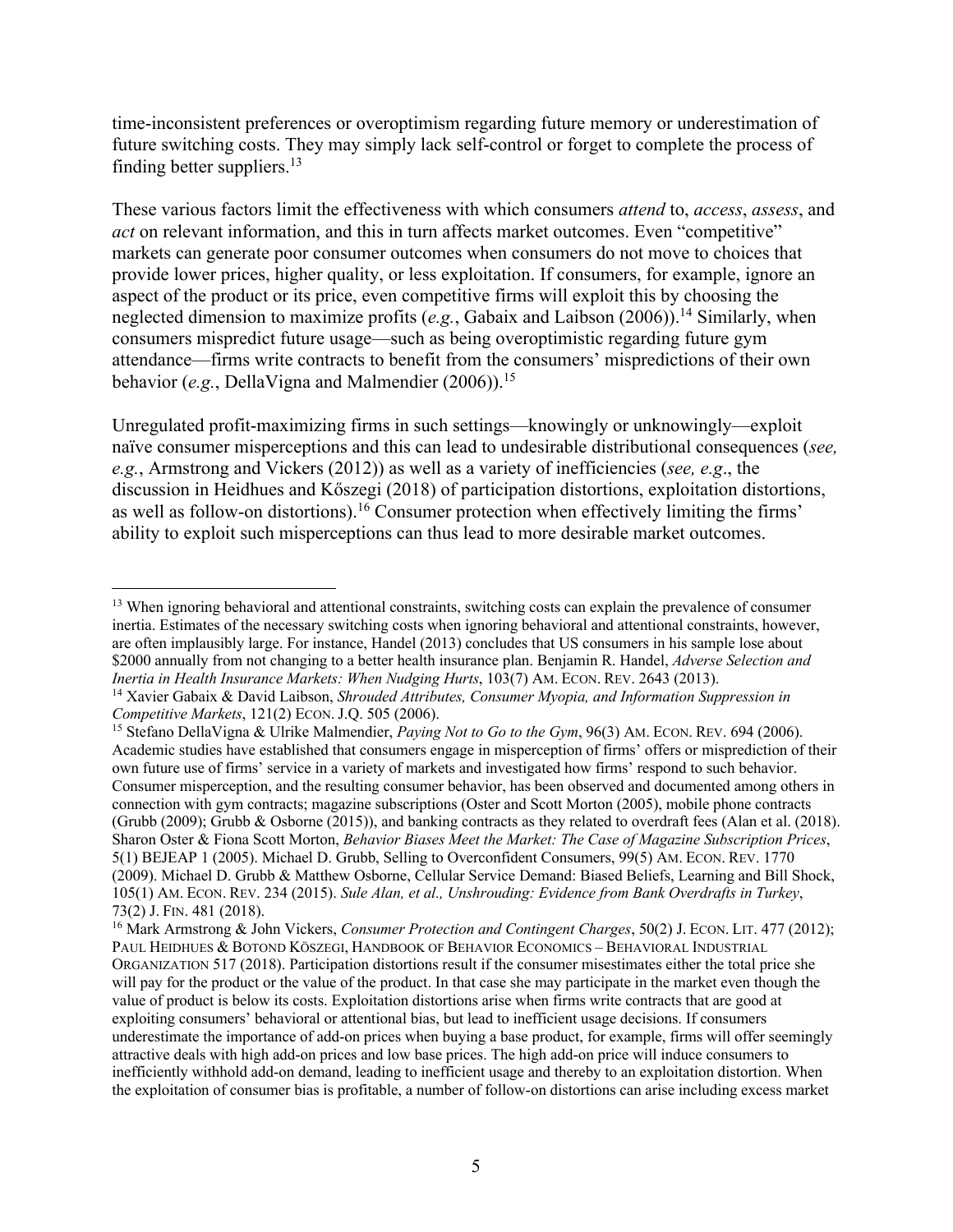time-inconsistent preferences or overoptimism regarding future memory or underestimation of future switching costs. They may simply lack self-control or forget to complete the process of finding better suppliers.[13]

These various factors limit the effectiveness with which consumers *attend* to, *access*, *assess*, and *act* on relevant information, and this in turn affects market outcomes. Even "competitive" markets can generate poor consumer outcomes when consumers do not move to choices that provide lower prices, higher quality, or less exploitation. If consumers, for example, ignore an aspect of the product or its price, even competitive firms will exploit this by choosing the neglected dimension to maximize profits (*e.g.*, Gabaix and Laibson (2006)).[14] Similarly, when consumers mispredict future usage—such as being overoptimistic regarding future gym attendance—firms write contracts to benefit from the consumers' mispredictions of their own behavior (*e.g.*, DellaVigna and Malmendier (2006)).[15]

Unregulated profit-maximizing firms in such settings—knowingly or unknowingly—exploit naïve consumer misperceptions and this can lead to undesirable distributional consequences (*see, e.g.*, Armstrong and Vickers (2012)) as well as a variety of inefficiencies (*see, e.g*., the discussion in Heidhues and Kőszegi (2018) of participation distortions, exploitation distortions, as well as follow-on distortions).[16] Consumer protection when effectively limiting the firms' ability to exploit such misperceptions can thus lead to more desirable market outcomes.

---

[13] When ignoring behavioral and attentional constraints, switching costs can explain the prevalence of consumer inertia. Estimates of the necessary switching costs when ignoring behavioral and attentional constraints, however, are often implausibly large. For instance, Handel (2013) concludes that US consumers in his sample lose about $2000 annually from not changing to a better health insurance plan. Benjamin R. Handel, *Adverse Selection and Inertia in Health Insurance Markets: When Nudging Hurts*, 103(7) AM. ECON. REV. 2643 (2013).

[14] Xavier Gabaix & David Laibson, *Shrouded Attributes, Consumer Myopia, and Information Suppression in Competitive Markets*, 121(2) ECON. J.Q. 505 (2006).

[15] Stefano DellaVigna & Ulrike Malmendier, *Paying Not to Go to the Gym*, 96(3) AM. ECON. REV. 694 (2006). Academic studies have established that consumers engage in misperception of firms' offers or misprediction of their own future use of firms' service in a variety of markets and investigated how firms' respond to such behavior. Consumer misperception, and the resulting consumer behavior, has been observed and documented among others in connection with gym contracts; magazine subscriptions (Oster and Scott Morton (2005), mobile phone contracts (Grubb (2009); Grubb & Osborne (2015)), and banking contracts as they related to overdraft fees (Alan et al. (2018). Sharon Oster & Fiona Scott Morton, *Behavior Biases Meet the Market: The Case of Magazine Subscription Prices*, 5(1) BEJEAP 1 (2005). Michael D. Grubb, Selling to Overconfident Consumers, 99(5) AM. ECON. REV. 1770 (2009). Michael D. Grubb & Matthew Osborne, Cellular Service Demand: Biased Beliefs, Learning and Bill Shock, 105(1) AM. ECON. REV. 234 (2015). *Sule Alan, et al., Unshrouding: Evidence from Bank Overdrafts in Turkey*, 73(2) J. FIN. 481 (2018).

[16] Mark Armstrong & John Vickers, *Consumer Protection and Contingent Charges*, 50(2) J. ECON. LIT. 477 (2012); PAUL HEIDHUES & BOTOND KÖSZEGI, HANDBOOK OF BEHAVIOR ECONOMICS – BEHAVIORAL INDUSTRIAL ORGANIZATION 517 (2018). Participation distortions result if the consumer misestimates either the total price she will pay for the product or the value of the product. In that case she may participate in the market even though the value of product is below its costs. Exploitation distortions arise when firms write contracts that are good at exploiting consumers' behavioral or attentional bias, but lead to inefficient usage decisions. If consumers underestimate the importance of add-on prices when buying a base product, for example, firms will offer seemingly attractive deals with high add-on prices and low base prices. The high add-on price will induce consumers to inefficiently withhold add-on demand, leading to inefficient usage and thereby to an exploitation distortion. When the exploitation of consumer bias is profitable, a number of follow-on distortions can arise including excess market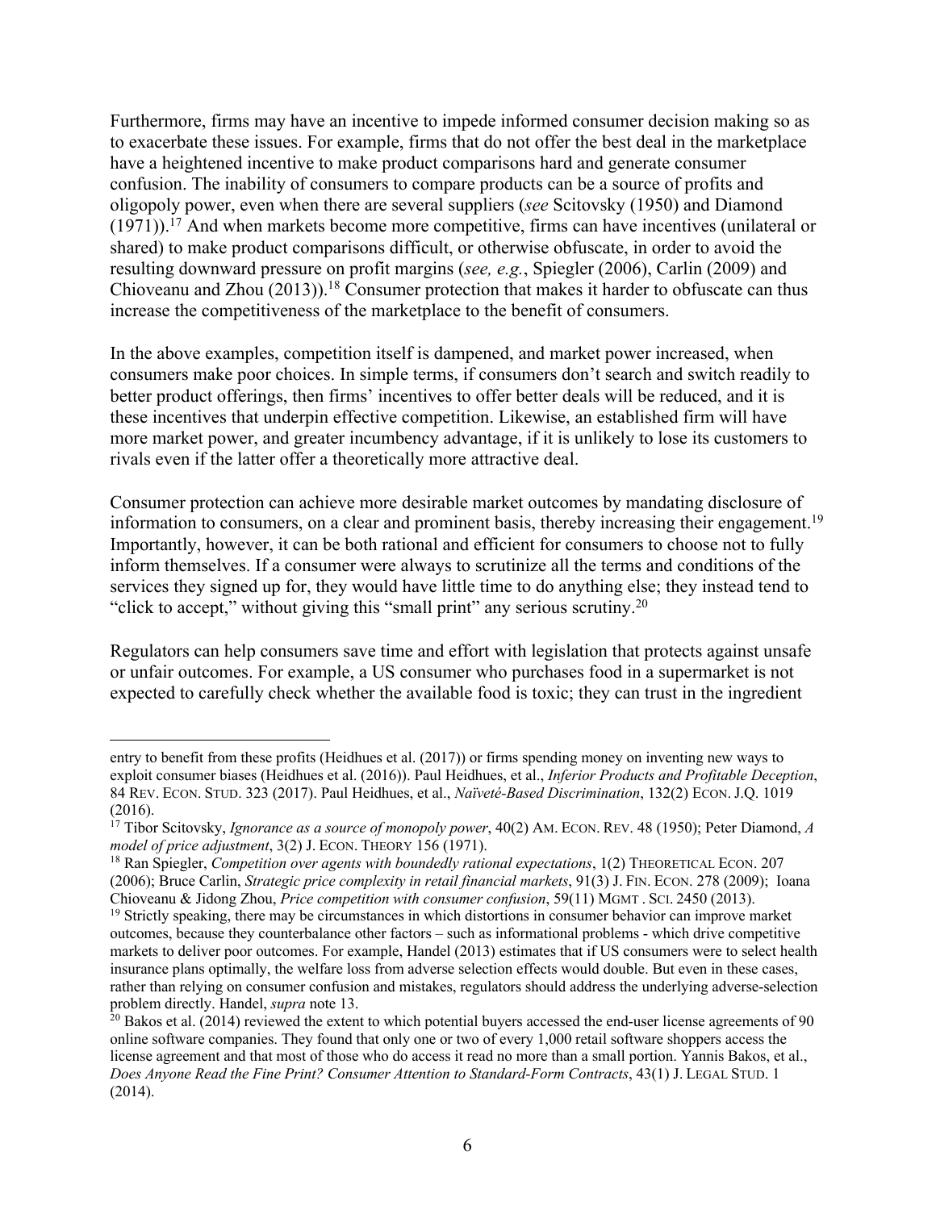Furthermore, firms may have an incentive to impede informed consumer decision making so as to exacerbate these issues. For example, firms that do not offer the best deal in the marketplace have a heightened incentive to make product comparisons hard and generate consumer confusion. The inability of consumers to compare products can be a source of profits and oligopoly power, even when there are several suppliers (*see* Scitovsky (1950) and Diamond (1971)).[17] And when markets become more competitive, firms can have incentives (unilateral or shared) to make product comparisons difficult, or otherwise obfuscate, in order to avoid the resulting downward pressure on profit margins (*see, e.g.*, Spiegler (2006), Carlin (2009) and Chioveanu and Zhou (2013)).[18] Consumer protection that makes it harder to obfuscate can thus increase the competitiveness of the marketplace to the benefit of consumers.

In the above examples, competition itself is dampened, and market power increased, when consumers make poor choices. In simple terms, if consumers don't search and switch readily to better product offerings, then firms' incentives to offer better deals will be reduced, and it is these incentives that underpin effective competition. Likewise, an established firm will have more market power, and greater incumbency advantage, if it is unlikely to lose its customers to rivals even if the latter offer a theoretically more attractive deal.

Consumer protection can achieve more desirable market outcomes by mandating disclosure of information to consumers, on a clear and prominent basis, thereby increasing their engagement.[19] Importantly, however, it can be both rational and efficient for consumers to choose not to fully inform themselves. If a consumer were always to scrutinize all the terms and conditions of the services they signed up for, they would have little time to do anything else; they instead tend to "click to accept," without giving this "small print" any serious scrutiny.[20]

Regulators can help consumers save time and effort with legislation that protects against unsafe or unfair outcomes. For example, a US consumer who purchases food in a supermarket is not expected to carefully check whether the available food is toxic; they can trust in the ingredient

---

entry to benefit from these profits (Heidhues et al. (2017)) or firms spending money on inventing new ways to exploit consumer biases (Heidhues et al. (2016)). Paul Heidhues, et al., *Inferior Products and Profitable Deception*, 84 REV. ECON. STUD. 323 (2017). Paul Heidhues, et al., *Naïveté-Based Discrimination*, 132(2) ECON. J.Q. 1019 (2016).

[17] Tibor Scitovsky, *Ignorance as a source of monopoly power*, 40(2) AM. ECON. REV. 48 (1950); Peter Diamond, *A model of price adjustment*, 3(2) J. ECON. THEORY 156 (1971).

[18] Ran Spiegler, *Competition over agents with boundedly rational expectations*, 1(2) THEORETICAL ECON. 207 (2006); Bruce Carlin, *Strategic price complexity in retail financial markets*, 91(3) J. FIN. ECON. 278 (2009); Ioana Chioveanu & Jidong Zhou, *Price competition with consumer confusion*, 59(11) MGMT . SCI. 2450 (2013).

[19] Strictly speaking, there may be circumstances in which distortions in consumer behavior can improve market outcomes, because they counterbalance other factors – such as informational problems - which drive competitive markets to deliver poor outcomes. For example, Handel (2013) estimates that if US consumers were to select health insurance plans optimally, the welfare loss from adverse selection effects would double. But even in these cases, rather than relying on consumer confusion and mistakes, regulators should address the underlying adverse-selection problem directly. Handel, *supra* note 13.

[20] Bakos et al. (2014) reviewed the extent to which potential buyers accessed the end-user license agreements of 90 online software companies. They found that only one or two of every 1,000 retail software shoppers access the license agreement and that most of those who do access it read no more than a small portion. Yannis Bakos, et al., *Does Anyone Read the Fine Print? Consumer Attention to Standard-Form Contracts*, 43(1) J. LEGAL STUD. 1 (2014).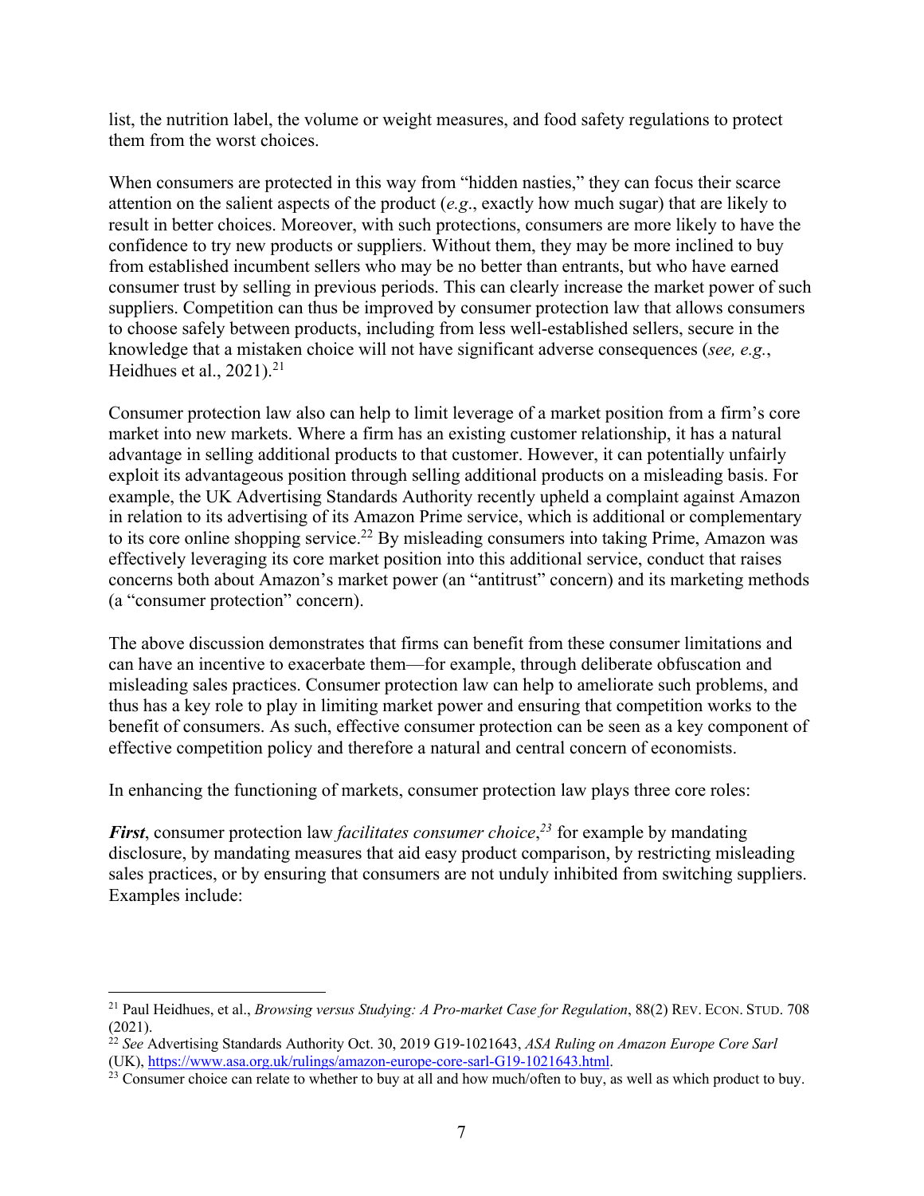list, the nutrition label, the volume or weight measures, and food safety regulations to protect them from the worst choices.

When consumers are protected in this way from "hidden nasties," they can focus their scarce attention on the salient aspects of the product (*e.g*., exactly how much sugar) that are likely to result in better choices. Moreover, with such protections, consumers are more likely to have the confidence to try new products or suppliers. Without them, they may be more inclined to buy from established incumbent sellers who may be no better than entrants, but who have earned consumer trust by selling in previous periods. This can clearly increase the market power of such suppliers. Competition can thus be improved by consumer protection law that allows consumers to choose safely between products, including from less well-established sellers, secure in the knowledge that a mistaken choice will not have significant adverse consequences (*see, e.g.*, Heidhues et al., 2021).[21]

Consumer protection law also can help to limit leverage of a market position from a firm's core market into new markets. Where a firm has an existing customer relationship, it has a natural advantage in selling additional products to that customer. However, it can potentially unfairly exploit its advantageous position through selling additional products on a misleading basis. For example, the UK Advertising Standards Authority recently upheld a complaint against Amazon in relation to its advertising of its Amazon Prime service, which is additional or complementary to its core online shopping service.[22] By misleading consumers into taking Prime, Amazon was effectively leveraging its core market position into this additional service, conduct that raises concerns both about Amazon's market power (an "antitrust" concern) and its marketing methods (a "consumer protection" concern).

The above discussion demonstrates that firms can benefit from these consumer limitations and can have an incentive to exacerbate them—for example, through deliberate obfuscation and misleading sales practices. Consumer protection law can help to ameliorate such problems, and thus has a key role to play in limiting market power and ensuring that competition works to the benefit of consumers. As such, effective consumer protection can be seen as a key component of effective competition policy and therefore a natural and central concern of economists.

In enhancing the functioning of markets, consumer protection law plays three core roles:

***First***, consumer protection law *facilitates consumer choice*,[23] for example by mandating disclosure, by mandating measures that aid easy product comparison, by restricting misleading sales practices, or by ensuring that consumers are not unduly inhibited from switching suppliers. Examples include:

---

[21] Paul Heidhues, et al., *Browsing versus Studying: A Pro-market Case for Regulation*, 88(2) REV. ECON. STUD. 708 (2021).

[22] *See* Advertising Standards Authority Oct. 30, 2019 G19-1021643, *ASA Ruling on Amazon Europe Core Sarl* (UK), https://www.asa.org.uk/rulings/amazon-europe-core-sarl-G19-1021643.html.

[23] Consumer choice can relate to whether to buy at all and how much/often to buy, as well as which product to buy.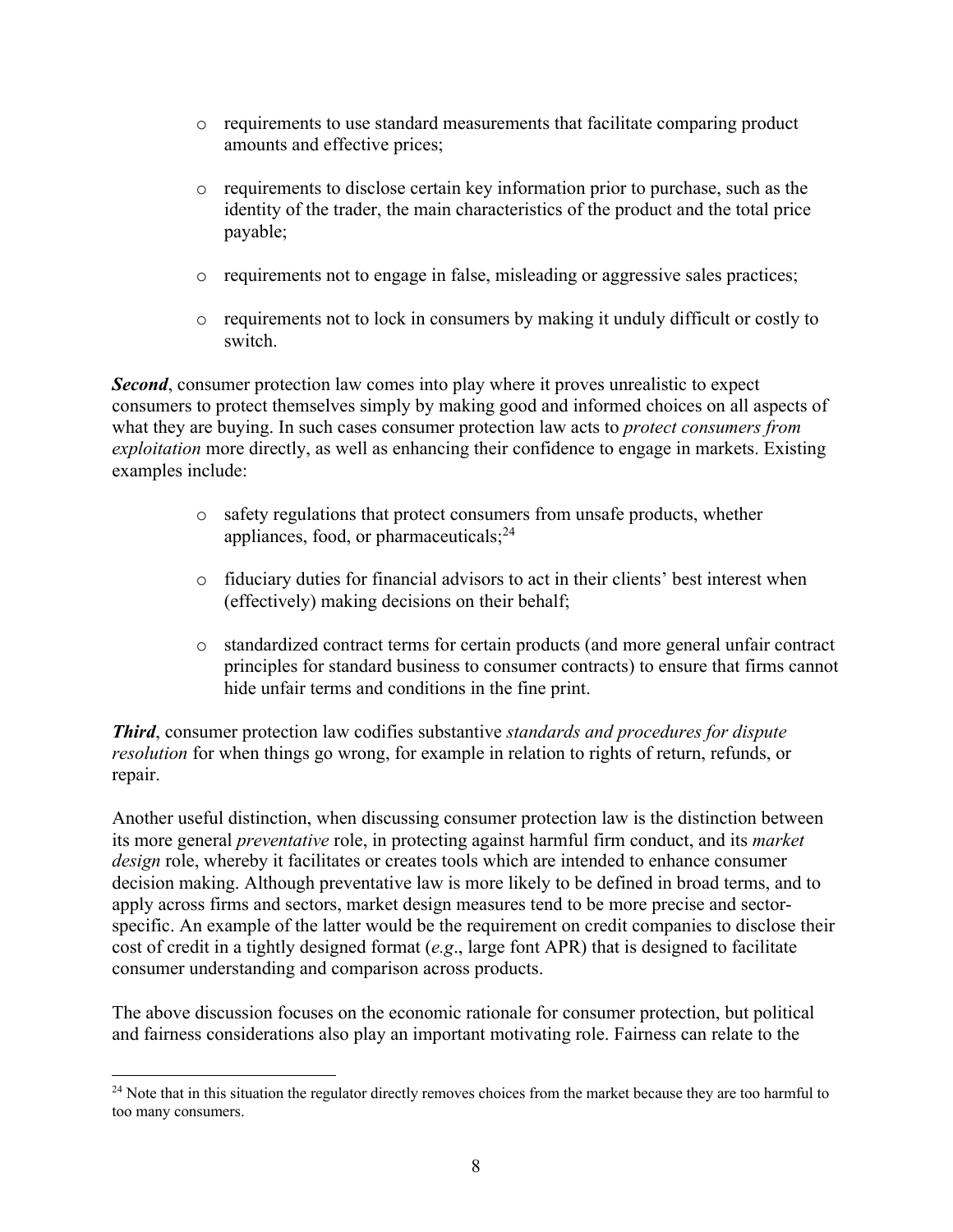- requirements to use standard measurements that facilitate comparing product amounts and effective prices;

- requirements to disclose certain key information prior to purchase, such as the identity of the trader, the main characteristics of the product and the total price payable;

- requirements not to engage in false, misleading or aggressive sales practices;

- requirements not to lock in consumers by making it unduly difficult or costly to switch.

***Second***, consumer protection law comes into play where it proves unrealistic to expect consumers to protect themselves simply by making good and informed choices on all aspects of what they are buying. In such cases consumer protection law acts to *protect consumers from exploitation* more directly, as well as enhancing their confidence to engage in markets. Existing examples include:

- safety regulations that protect consumers from unsafe products, whether appliances, food, or pharmaceuticals;[24]

- fiduciary duties for financial advisors to act in their clients' best interest when (effectively) making decisions on their behalf;

- standardized contract terms for certain products (and more general unfair contract principles for standard business to consumer contracts) to ensure that firms cannot hide unfair terms and conditions in the fine print.

***Third***, consumer protection law codifies substantive *standards and procedures for dispute resolution* for when things go wrong, for example in relation to rights of return, refunds, or repair.

Another useful distinction, when discussing consumer protection law is the distinction between its more general *preventative* role, in protecting against harmful firm conduct, and its *market design* role, whereby it facilitates or creates tools which are intended to enhance consumer decision making. Although preventative law is more likely to be defined in broad terms, and to apply across firms and sectors, market design measures tend to be more precise and sector-specific. An example of the latter would be the requirement on credit companies to disclose their cost of credit in a tightly designed format (*e.g*., large font APR) that is designed to facilitate consumer understanding and comparison across products.

The above discussion focuses on the economic rationale for consumer protection, but political and fairness considerations also play an important motivating role. Fairness can relate to the

[24] Note that in this situation the regulator directly removes choices from the market because they are too harmful to too many consumers.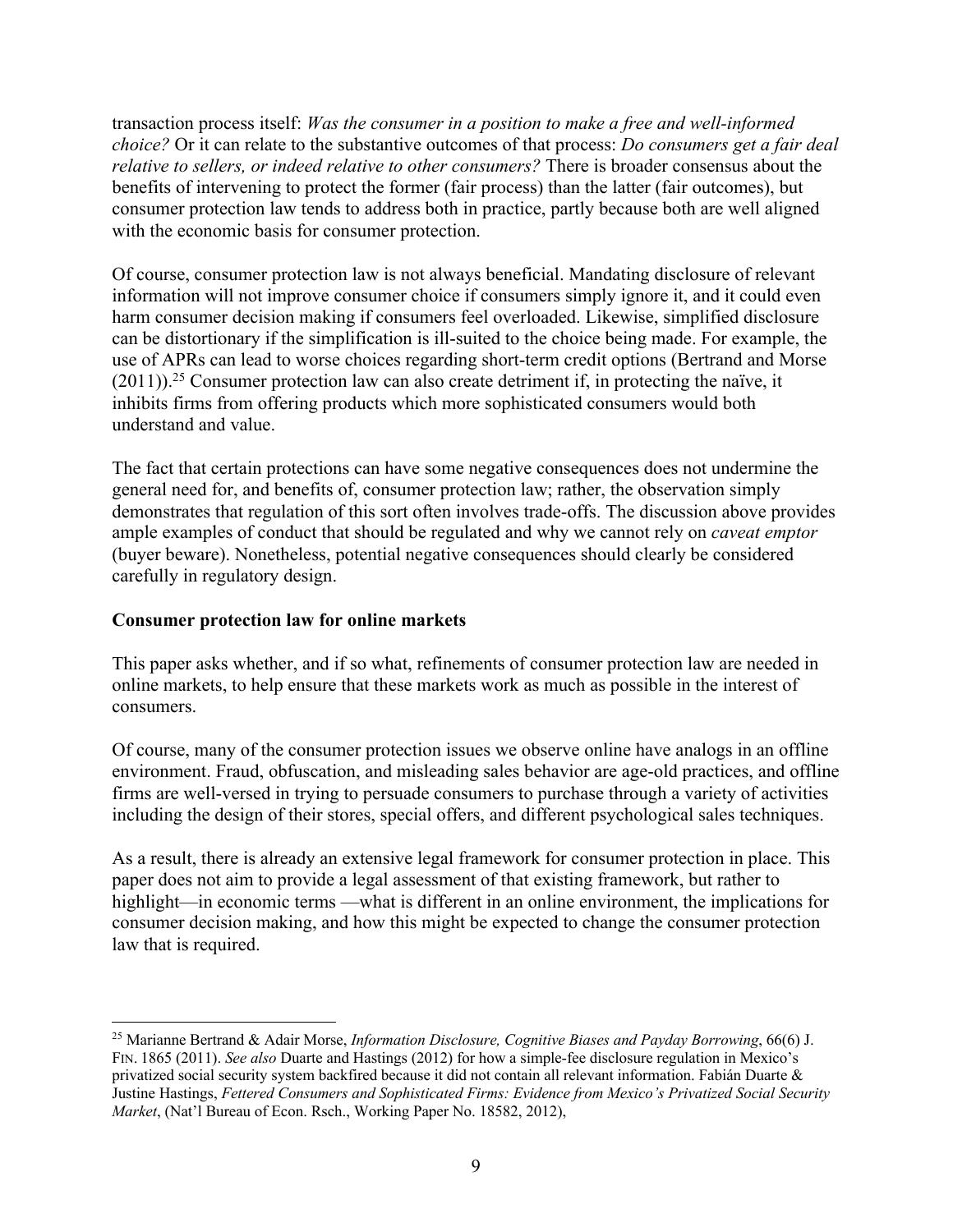transaction process itself: *Was the consumer in a position to make a free and well-informed choice?* Or it can relate to the substantive outcomes of that process: *Do consumers get a fair deal relative to sellers, or indeed relative to other consumers?* There is broader consensus about the benefits of intervening to protect the former (fair process) than the latter (fair outcomes), but consumer protection law tends to address both in practice, partly because both are well aligned with the economic basis for consumer protection.

Of course, consumer protection law is not always beneficial. Mandating disclosure of relevant information will not improve consumer choice if consumers simply ignore it, and it could even harm consumer decision making if consumers feel overloaded. Likewise, simplified disclosure can be distortionary if the simplification is ill-suited to the choice being made. For example, the use of APRs can lead to worse choices regarding short-term credit options (Bertrand and Morse (2011)).[25] Consumer protection law can also create detriment if, in protecting the naïve, it inhibits firms from offering products which more sophisticated consumers would both understand and value.

The fact that certain protections can have some negative consequences does not undermine the general need for, and benefits of, consumer protection law; rather, the observation simply demonstrates that regulation of this sort often involves trade-offs. The discussion above provides ample examples of conduct that should be regulated and why we cannot rely on *caveat emptor* (buyer beware). Nonetheless, potential negative consequences should clearly be considered carefully in regulatory design.

**Consumer protection law for online markets**

This paper asks whether, and if so what, refinements of consumer protection law are needed in online markets, to help ensure that these markets work as much as possible in the interest of consumers.

Of course, many of the consumer protection issues we observe online have analogs in an offline environment. Fraud, obfuscation, and misleading sales behavior are age-old practices, and offline firms are well-versed in trying to persuade consumers to purchase through a variety of activities including the design of their stores, special offers, and different psychological sales techniques.

As a result, there is already an extensive legal framework for consumer protection in place. This paper does not aim to provide a legal assessment of that existing framework, but rather to highlight—in economic terms —what is different in an online environment, the implications for consumer decision making, and how this might be expected to change the consumer protection law that is required.

[25] Marianne Bertrand & Adair Morse, *Information Disclosure, Cognitive Biases and Payday Borrowing*, 66(6) J. FIN. 1865 (2011). *See also* Duarte and Hastings (2012) for how a simple-fee disclosure regulation in Mexico's privatized social security system backfired because it did not contain all relevant information. Fabián Duarte & Justine Hastings, *Fettered Consumers and Sophisticated Firms: Evidence from Mexico's Privatized Social Security Market*, (Nat'l Bureau of Econ. Rsch., Working Paper No. 18582, 2012),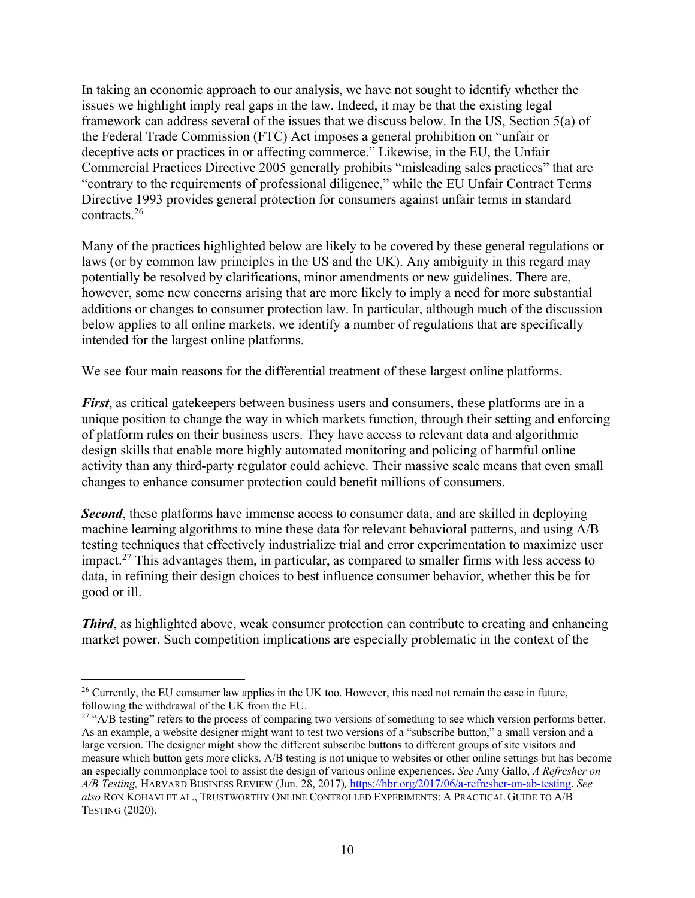In taking an economic approach to our analysis, we have not sought to identify whether the issues we highlight imply real gaps in the law. Indeed, it may be that the existing legal framework can address several of the issues that we discuss below. In the US, Section 5(a) of the Federal Trade Commission (FTC) Act imposes a general prohibition on "unfair or deceptive acts or practices in or affecting commerce." Likewise, in the EU, the Unfair Commercial Practices Directive 2005 generally prohibits "misleading sales practices" that are "contrary to the requirements of professional diligence," while the EU Unfair Contract Terms Directive 1993 provides general protection for consumers against unfair terms in standard contracts.[26]

Many of the practices highlighted below are likely to be covered by these general regulations or laws (or by common law principles in the US and the UK). Any ambiguity in this regard may potentially be resolved by clarifications, minor amendments or new guidelines. There are, however, some new concerns arising that are more likely to imply a need for more substantial additions or changes to consumer protection law. In particular, although much of the discussion below applies to all online markets, we identify a number of regulations that are specifically intended for the largest online platforms.

We see four main reasons for the differential treatment of these largest online platforms.

***First***, as critical gatekeepers between business users and consumers, these platforms are in a unique position to change the way in which markets function, through their setting and enforcing of platform rules on their business users. They have access to relevant data and algorithmic design skills that enable more highly automated monitoring and policing of harmful online activity than any third-party regulator could achieve. Their massive scale means that even small changes to enhance consumer protection could benefit millions of consumers.

***Second***, these platforms have immense access to consumer data, and are skilled in deploying machine learning algorithms to mine these data for relevant behavioral patterns, and using A/B testing techniques that effectively industrialize trial and error experimentation to maximize user impact.[27] This advantages them, in particular, as compared to smaller firms with less access to data, in refining their design choices to best influence consumer behavior, whether this be for good or ill.

***Third***, as highlighted above, weak consumer protection can contribute to creating and enhancing market power. Such competition implications are especially problematic in the context of the

---

[26] Currently, the EU consumer law applies in the UK too. However, this need not remain the case in future, following the withdrawal of the UK from the EU.

[27] "A/B testing" refers to the process of comparing two versions of something to see which version performs better. As an example, a website designer might want to test two versions of a "subscribe button," a small version and a large version. The designer might show the different subscribe buttons to different groups of site visitors and measure which button gets more clicks. A/B testing is not unique to websites or other online settings but has become an especially commonplace tool to assist the design of various online experiences. *See* Amy Gallo, *A Refresher on A/B Testing,* HARVARD BUSINESS REVIEW (Jun. 28, 2017), https://hbr.org/2017/06/a-refresher-on-ab-testing. *See also* RON KOHAVI ET AL., TRUSTWORTHY ONLINE CONTROLLED EXPERIMENTS: A PRACTICAL GUIDE TO A/B TESTING (2020).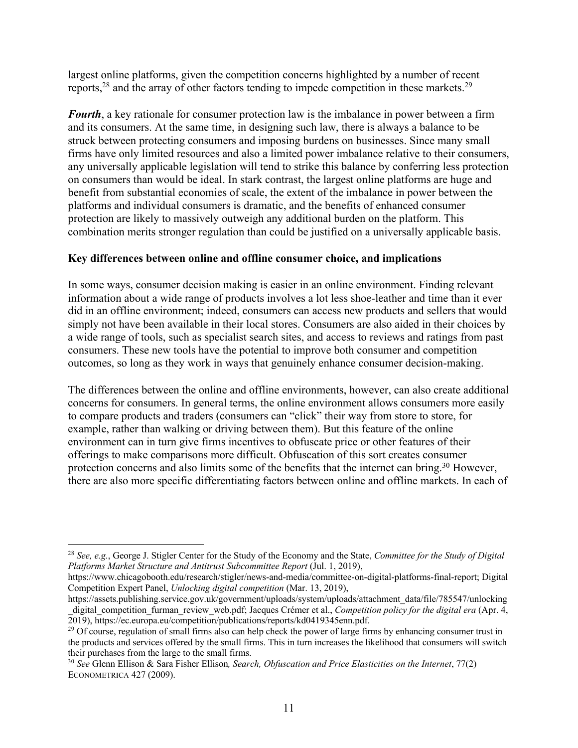largest online platforms, given the competition concerns highlighted by a number of recent reports,[28] and the array of other factors tending to impede competition in these markets.[29]

***Fourth***, a key rationale for consumer protection law is the imbalance in power between a firm and its consumers. At the same time, in designing such law, there is always a balance to be struck between protecting consumers and imposing burdens on businesses. Since many small firms have only limited resources and also a limited power imbalance relative to their consumers, any universally applicable legislation will tend to strike this balance by conferring less protection on consumers than would be ideal. In stark contrast, the largest online platforms are huge and benefit from substantial economies of scale, the extent of the imbalance in power between the platforms and individual consumers is dramatic, and the benefits of enhanced consumer protection are likely to massively outweigh any additional burden on the platform. This combination merits stronger regulation than could be justified on a universally applicable basis.

**Key differences between online and offline consumer choice, and implications**

In some ways, consumer decision making is easier in an online environment. Finding relevant information about a wide range of products involves a lot less shoe-leather and time than it ever did in an offline environment; indeed, consumers can access new products and sellers that would simply not have been available in their local stores. Consumers are also aided in their choices by a wide range of tools, such as specialist search sites, and access to reviews and ratings from past consumers. These new tools have the potential to improve both consumer and competition outcomes, so long as they work in ways that genuinely enhance consumer decision-making.

The differences between the online and offline environments, however, can also create additional concerns for consumers. In general terms, the online environment allows consumers more easily to compare products and traders (consumers can "click" their way from store to store, for example, rather than walking or driving between them). But this feature of the online environment can in turn give firms incentives to obfuscate price or other features of their offerings to make comparisons more difficult. Obfuscation of this sort creates consumer protection concerns and also limits some of the benefits that the internet can bring.[30] However, there are also more specific differentiating factors between online and offline markets. In each of

---

[28] *See, e.g.*, George J. Stigler Center for the Study of the Economy and the State, *Committee for the Study of Digital Platforms Market Structure and Antitrust Subcommittee Report* (Jul. 1, 2019), https://www.chicagobooth.edu/research/stigler/news-and-media/committee-on-digital-platforms-final-report; Digital Competition Expert Panel, *Unlocking digital competition* (Mar. 13, 2019), https://assets.publishing.service.gov.uk/government/uploads/system/uploads/attachment_data/file/785547/unlocking_digital_competition_furman_review_web.pdf; Jacques Crémer et al., *Competition policy for the digital era* (Apr. 4, 2019), https://ec.europa.eu/competition/publications/reports/kd0419345enn.pdf.

[29] Of course, regulation of small firms also can help check the power of large firms by enhancing consumer trust in the products and services offered by the small firms. This in turn increases the likelihood that consumers will switch their purchases from the large to the small firms.

[30] *See* Glenn Ellison & Sara Fisher Ellison*, Search, Obfuscation and Price Elasticities on the Internet*, 77(2) ECONOMETRICA 427 (2009).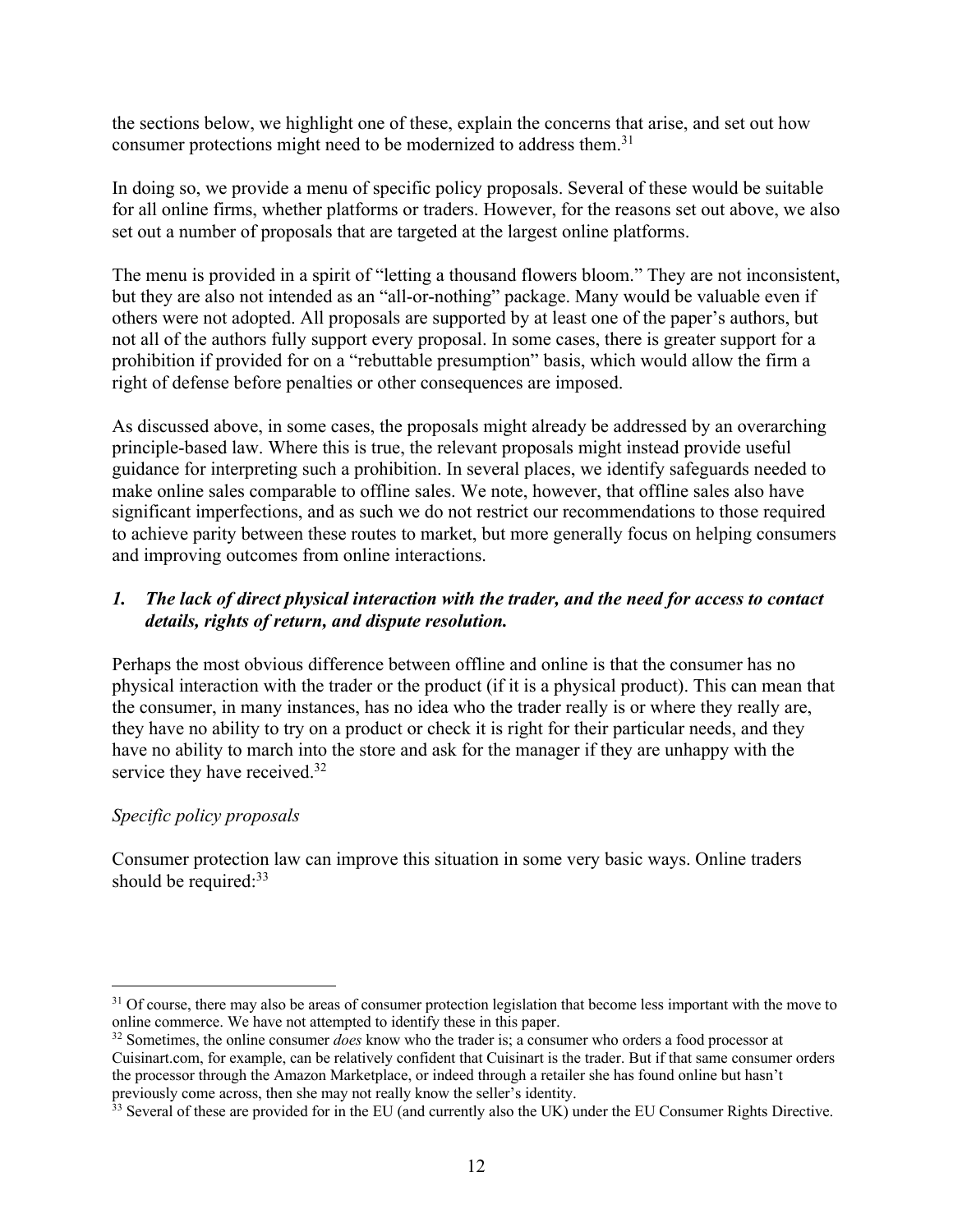the sections below, we highlight one of these, explain the concerns that arise, and set out how consumer protections might need to be modernized to address them.[31]

In doing so, we provide a menu of specific policy proposals. Several of these would be suitable for all online firms, whether platforms or traders. However, for the reasons set out above, we also set out a number of proposals that are targeted at the largest online platforms.

The menu is provided in a spirit of "letting a thousand flowers bloom." They are not inconsistent, but they are also not intended as an "all-or-nothing" package. Many would be valuable even if others were not adopted. All proposals are supported by at least one of the paper's authors, but not all of the authors fully support every proposal. In some cases, there is greater support for a prohibition if provided for on a "rebuttable presumption" basis, which would allow the firm a right of defense before penalties or other consequences are imposed.

As discussed above, in some cases, the proposals might already be addressed by an overarching principle-based law. Where this is true, the relevant proposals might instead provide useful guidance for interpreting such a prohibition. In several places, we identify safeguards needed to make online sales comparable to offline sales. We note, however, that offline sales also have significant imperfections, and as such we do not restrict our recommendations to those required to achieve parity between these routes to market, but more generally focus on helping consumers and improving outcomes from online interactions.

### *1. The lack of direct physical interaction with the trader, and the need for access to contact details, rights of return, and dispute resolution.*

Perhaps the most obvious difference between offline and online is that the consumer has no physical interaction with the trader or the product (if it is a physical product). This can mean that the consumer, in many instances, has no idea who the trader really is or where they really are, they have no ability to try on a product or check it is right for their particular needs, and they have no ability to march into the store and ask for the manager if they are unhappy with the service they have received.[32]

*Specific policy proposals*

Consumer protection law can improve this situation in some very basic ways. Online traders should be required:[33]

---

[31] Of course, there may also be areas of consumer protection legislation that become less important with the move to online commerce. We have not attempted to identify these in this paper.

[32] Sometimes, the online consumer *does* know who the trader is; a consumer who orders a food processor at Cuisinart.com, for example, can be relatively confident that Cuisinart is the trader. But if that same consumer orders the processor through the Amazon Marketplace, or indeed through a retailer she has found online but hasn't previously come across, then she may not really know the seller's identity.

[33] Several of these are provided for in the EU (and currently also the UK) under the EU Consumer Rights Directive.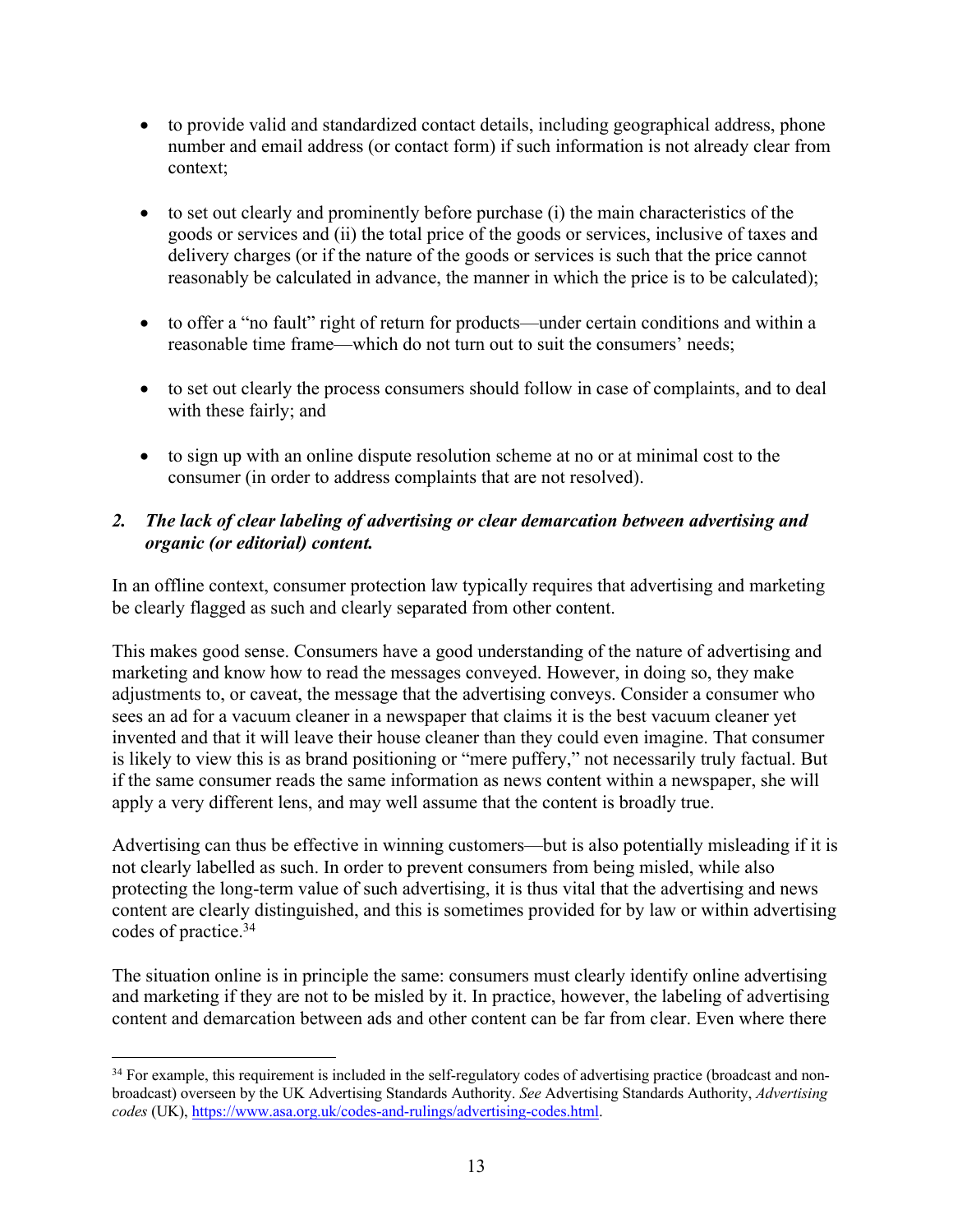- to provide valid and standardized contact details, including geographical address, phone number and email address (or contact form) if such information is not already clear from context;

- to set out clearly and prominently before purchase (i) the main characteristics of the goods or services and (ii) the total price of the goods or services, inclusive of taxes and delivery charges (or if the nature of the goods or services is such that the price cannot reasonably be calculated in advance, the manner in which the price is to be calculated);

- to offer a "no fault" right of return for products—under certain conditions and within a reasonable time frame—which do not turn out to suit the consumers' needs;

- to set out clearly the process consumers should follow in case of complaints, and to deal with these fairly; and

- to sign up with an online dispute resolution scheme at no or at minimal cost to the consumer (in order to address complaints that are not resolved).

### *2. The lack of clear labeling of advertising or clear demarcation between advertising and organic (or editorial) content.*

In an offline context, consumer protection law typically requires that advertising and marketing be clearly flagged as such and clearly separated from other content.

This makes good sense. Consumers have a good understanding of the nature of advertising and marketing and know how to read the messages conveyed. However, in doing so, they make adjustments to, or caveat, the message that the advertising conveys. Consider a consumer who sees an ad for a vacuum cleaner in a newspaper that claims it is the best vacuum cleaner yet invented and that it will leave their house cleaner than they could even imagine. That consumer is likely to view this is as brand positioning or "mere puffery," not necessarily truly factual. But if the same consumer reads the same information as news content within a newspaper, she will apply a very different lens, and may well assume that the content is broadly true.

Advertising can thus be effective in winning customers—but is also potentially misleading if it is not clearly labelled as such. In order to prevent consumers from being misled, while also protecting the long-term value of such advertising, it is thus vital that the advertising and news content are clearly distinguished, and this is sometimes provided for by law or within advertising codes of practice.[34]

The situation online is in principle the same: consumers must clearly identify online advertising and marketing if they are not to be misled by it. In practice, however, the labeling of advertising content and demarcation between ads and other content can be far from clear. Even where there

---

[34] For example, this requirement is included in the self-regulatory codes of advertising practice (broadcast and non-broadcast) overseen by the UK Advertising Standards Authority. *See* Advertising Standards Authority, *Advertising codes* (UK), https://www.asa.org.uk/codes-and-rulings/advertising-codes.html.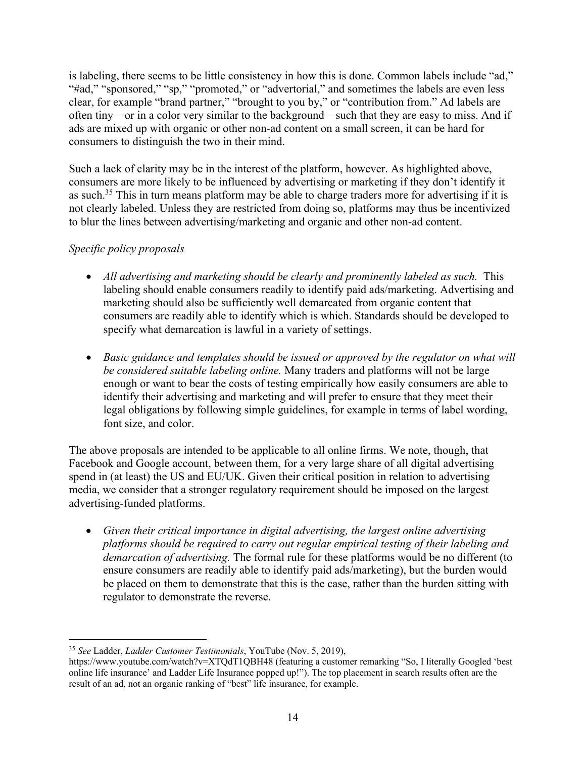is labeling, there seems to be little consistency in how this is done. Common labels include "ad," "#ad," "sponsored," "sp," "promoted," or "advertorial," and sometimes the labels are even less clear, for example "brand partner," "brought to you by," or "contribution from." Ad labels are often tiny—or in a color very similar to the background—such that they are easy to miss. And if ads are mixed up with organic or other non-ad content on a small screen, it can be hard for consumers to distinguish the two in their mind.

Such a lack of clarity may be in the interest of the platform, however. As highlighted above, consumers are more likely to be influenced by advertising or marketing if they don't identify it as such.[35] This in turn means platform may be able to charge traders more for advertising if it is not clearly labeled. Unless they are restricted from doing so, platforms may thus be incentivized to blur the lines between advertising/marketing and organic and other non-ad content.

*Specific policy proposals*

- *All advertising and marketing should be clearly and prominently labeled as such.* This labeling should enable consumers readily to identify paid ads/marketing. Advertising and marketing should also be sufficiently well demarcated from organic content that consumers are readily able to identify which is which. Standards should be developed to specify what demarcation is lawful in a variety of settings.

- *Basic guidance and templates should be issued or approved by the regulator on what will be considered suitable labeling online.* Many traders and platforms will not be large enough or want to bear the costs of testing empirically how easily consumers are able to identify their advertising and marketing and will prefer to ensure that they meet their legal obligations by following simple guidelines, for example in terms of label wording, font size, and color.

The above proposals are intended to be applicable to all online firms. We note, though, that Facebook and Google account, between them, for a very large share of all digital advertising spend in (at least) the US and EU/UK. Given their critical position in relation to advertising media, we consider that a stronger regulatory requirement should be imposed on the largest advertising-funded platforms.

- *Given their critical importance in digital advertising, the largest online advertising platforms should be required to carry out regular empirical testing of their labeling and demarcation of advertising.* The formal rule for these platforms would be no different (to ensure consumers are readily able to identify paid ads/marketing), but the burden would be placed on them to demonstrate that this is the case, rather than the burden sitting with regulator to demonstrate the reverse.

---

[35] *See* Ladder, *Ladder Customer Testimonials*, YouTube (Nov. 5, 2019), https://www.youtube.com/watch?v=XTQdT1QBH48 (featuring a customer remarking "So, I literally Googled 'best online life insurance' and Ladder Life Insurance popped up!"). The top placement in search results often are the result of an ad, not an organic ranking of "best" life insurance, for example.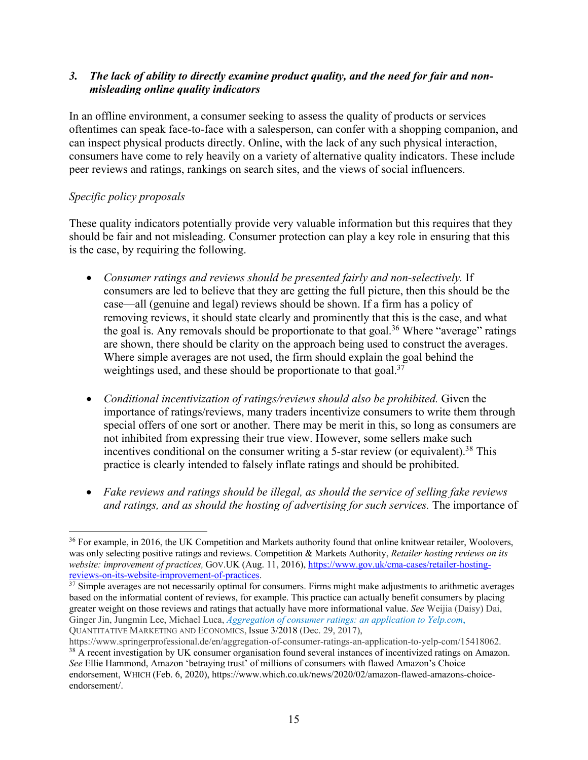### 3. *The lack of ability to directly examine product quality, and the need for fair and non-misleading online quality indicators*

In an offline environment, a consumer seeking to assess the quality of products or services oftentimes can speak face-to-face with a salesperson, can confer with a shopping companion, and can inspect physical products directly. Online, with the lack of any such physical interaction, consumers have come to rely heavily on a variety of alternative quality indicators. These include peer reviews and ratings, rankings on search sites, and the views of social influencers.

*Specific policy proposals*

These quality indicators potentially provide very valuable information but this requires that they should be fair and not misleading. Consumer protection can play a key role in ensuring that this is the case, by requiring the following.

- *Consumer ratings and reviews should be presented fairly and non-selectively.* If consumers are led to believe that they are getting the full picture, then this should be the case—all (genuine and legal) reviews should be shown. If a firm has a policy of removing reviews, it should state clearly and prominently that this is the case, and what the goal is. Any removals should be proportionate to that goal.[36] Where "average" ratings are shown, there should be clarity on the approach being used to construct the averages. Where simple averages are not used, the firm should explain the goal behind the weightings used, and these should be proportionate to that goal.[37]

- *Conditional incentivization of ratings/reviews should also be prohibited.* Given the importance of ratings/reviews, many traders incentivize consumers to write them through special offers of one sort or another. There may be merit in this, so long as consumers are not inhibited from expressing their true view. However, some sellers make such incentives conditional on the consumer writing a 5-star review (or equivalent).[38] This practice is clearly intended to falsely inflate ratings and should be prohibited.

- *Fake reviews and ratings should be illegal, as should the service of selling fake reviews and ratings, and as should the hosting of advertising for such services.* The importance of

---

[36] For example, in 2016, the UK Competition and Markets authority found that online knitwear retailer, Woolovers, was only selecting positive ratings and reviews. Competition & Markets Authority, *Retailer hosting reviews on its website: improvement of practices,* GOV.UK (Aug. 11, 2016), https://www.gov.uk/cma-cases/retailer-hosting-reviews-on-its-website-improvement-of-practices.

[37] Simple averages are not necessarily optimal for consumers. Firms might make adjustments to arithmetic averages based on the informatial content of reviews, for example. This practice can actually benefit consumers by placing greater weight on those reviews and ratings that actually have more informational value. *See* Weijia (Daisy) Dai, Ginger Jin, Jungmin Lee, Michael Luca, *Aggregation of consumer ratings: an application to Yelp.com*, QUANTITATIVE MARKETING AND ECONOMICS, Issue 3/2018 (Dec. 29, 2017), https://www.springerprofessional.de/en/aggregation-of-consumer-ratings-an-application-to-yelp-com/15418062.

[38] A recent investigation by UK consumer organisation found several instances of incentivized ratings on Amazon. *See* Ellie Hammond, Amazon 'betraying trust' of millions of consumers with flawed Amazon's Choice endorsement, WHICH (Feb. 6, 2020), https://www.which.co.uk/news/2020/02/amazon-flawed-amazons-choice-endorsement/.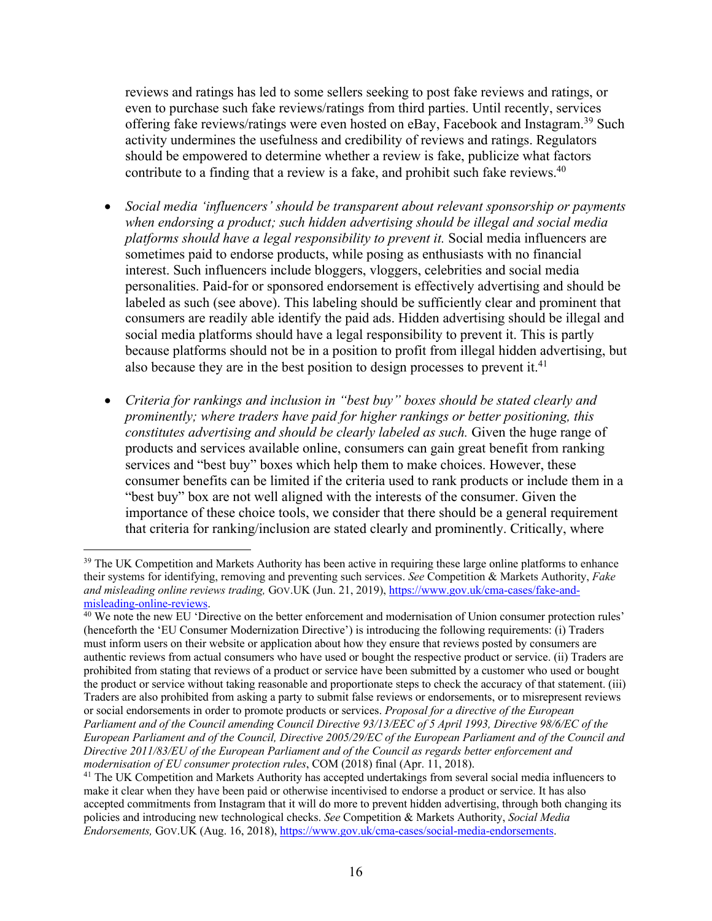reviews and ratings has led to some sellers seeking to post fake reviews and ratings, or even to purchase such fake reviews/ratings from third parties. Until recently, services offering fake reviews/ratings were even hosted on eBay, Facebook and Instagram.[39] Such activity undermines the usefulness and credibility of reviews and ratings. Regulators should be empowered to determine whether a review is fake, publicize what factors contribute to a finding that a review is a fake, and prohibit such fake reviews.[40]

- *Social media 'influencers' should be transparent about relevant sponsorship or payments when endorsing a product; such hidden advertising should be illegal and social media platforms should have a legal responsibility to prevent it.* Social media influencers are sometimes paid to endorse products, while posing as enthusiasts with no financial interest. Such influencers include bloggers, vloggers, celebrities and social media personalities. Paid-for or sponsored endorsement is effectively advertising and should be labeled as such (see above). This labeling should be sufficiently clear and prominent that consumers are readily able identify the paid ads. Hidden advertising should be illegal and social media platforms should have a legal responsibility to prevent it. This is partly because platforms should not be in a position to profit from illegal hidden advertising, but also because they are in the best position to design processes to prevent it.[41]

- *Criteria for rankings and inclusion in "best buy" boxes should be stated clearly and prominently; where traders have paid for higher rankings or better positioning, this constitutes advertising and should be clearly labeled as such.* Given the huge range of products and services available online, consumers can gain great benefit from ranking services and "best buy" boxes which help them to make choices. However, these consumer benefits can be limited if the criteria used to rank products or include them in a "best buy" box are not well aligned with the interests of the consumer. Given the importance of these choice tools, we consider that there should be a general requirement that criteria for ranking/inclusion are stated clearly and prominently. Critically, where

---

[39] The UK Competition and Markets Authority has been active in requiring these large online platforms to enhance their systems for identifying, removing and preventing such services. *See* Competition & Markets Authority, *Fake and misleading online reviews trading,* GOV.UK (Jun. 21, 2019), https://www.gov.uk/cma-cases/fake-and-misleading-online-reviews.

[40] We note the new EU 'Directive on the better enforcement and modernisation of Union consumer protection rules' (henceforth the 'EU Consumer Modernization Directive') is introducing the following requirements: (i) Traders must inform users on their website or application about how they ensure that reviews posted by consumers are authentic reviews from actual consumers who have used or bought the respective product or service. (ii) Traders are prohibited from stating that reviews of a product or service have been submitted by a customer who used or bought the product or service without taking reasonable and proportionate steps to check the accuracy of that statement. (iii) Traders are also prohibited from asking a party to submit false reviews or endorsements, or to misrepresent reviews or social endorsements in order to promote products or services. *Proposal for a directive of the European Parliament and of the Council amending Council Directive 93/13/EEC of 5 April 1993, Directive 98/6/EC of the European Parliament and of the Council, Directive 2005/29/EC of the European Parliament and of the Council and Directive 2011/83/EU of the European Parliament and of the Council as regards better enforcement and modernisation of EU consumer protection rules*, COM (2018) final (Apr. 11, 2018).

[41] The UK Competition and Markets Authority has accepted undertakings from several social media influencers to make it clear when they have been paid or otherwise incentivised to endorse a product or service. It has also accepted commitments from Instagram that it will do more to prevent hidden advertising, through both changing its policies and introducing new technological checks. *See* Competition & Markets Authority, *Social Media Endorsements,* GOV.UK (Aug. 16, 2018), https://www.gov.uk/cma-cases/social-media-endorsements.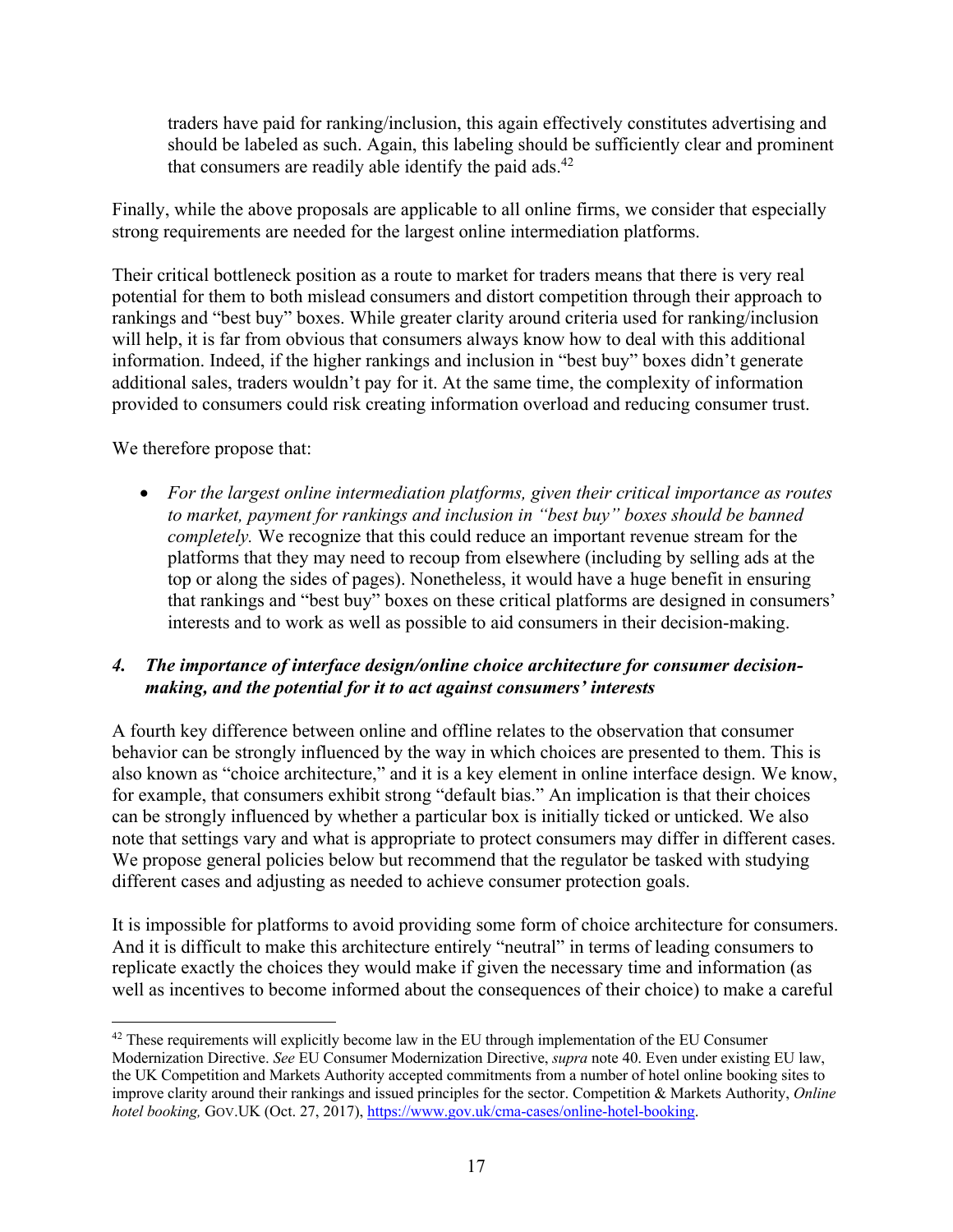traders have paid for ranking/inclusion, this again effectively constitutes advertising and should be labeled as such. Again, this labeling should be sufficiently clear and prominent that consumers are readily able identify the paid ads.[42]

Finally, while the above proposals are applicable to all online firms, we consider that especially strong requirements are needed for the largest online intermediation platforms.

Their critical bottleneck position as a route to market for traders means that there is very real potential for them to both mislead consumers and distort competition through their approach to rankings and "best buy" boxes. While greater clarity around criteria used for ranking/inclusion will help, it is far from obvious that consumers always know how to deal with this additional information. Indeed, if the higher rankings and inclusion in "best buy" boxes didn't generate additional sales, traders wouldn't pay for it. At the same time, the complexity of information provided to consumers could risk creating information overload and reducing consumer trust.

We therefore propose that:

- *For the largest online intermediation platforms, given their critical importance as routes to market, payment for rankings and inclusion in "best buy" boxes should be banned completely.* We recognize that this could reduce an important revenue stream for the platforms that they may need to recoup from elsewhere (including by selling ads at the top or along the sides of pages). Nonetheless, it would have a huge benefit in ensuring that rankings and "best buy" boxes on these critical platforms are designed in consumers' interests and to work as well as possible to aid consumers in their decision-making.

### *4. The importance of interface design/online choice architecture for consumer decision-making, and the potential for it to act against consumers' interests*

A fourth key difference between online and offline relates to the observation that consumer behavior can be strongly influenced by the way in which choices are presented to them. This is also known as "choice architecture," and it is a key element in online interface design. We know, for example, that consumers exhibit strong "default bias." An implication is that their choices can be strongly influenced by whether a particular box is initially ticked or unticked. We also note that settings vary and what is appropriate to protect consumers may differ in different cases. We propose general policies below but recommend that the regulator be tasked with studying different cases and adjusting as needed to achieve consumer protection goals.

It is impossible for platforms to avoid providing some form of choice architecture for consumers. And it is difficult to make this architecture entirely "neutral" in terms of leading consumers to replicate exactly the choices they would make if given the necessary time and information (as well as incentives to become informed about the consequences of their choice) to make a careful

---

[42] These requirements will explicitly become law in the EU through implementation of the EU Consumer Modernization Directive. *See* EU Consumer Modernization Directive, *supra* note 40. Even under existing EU law, the UK Competition and Markets Authority accepted commitments from a number of hotel online booking sites to improve clarity around their rankings and issued principles for the sector. Competition & Markets Authority, *Online hotel booking,* GOV.UK (Oct. 27, 2017), https://www.gov.uk/cma-cases/online-hotel-booking.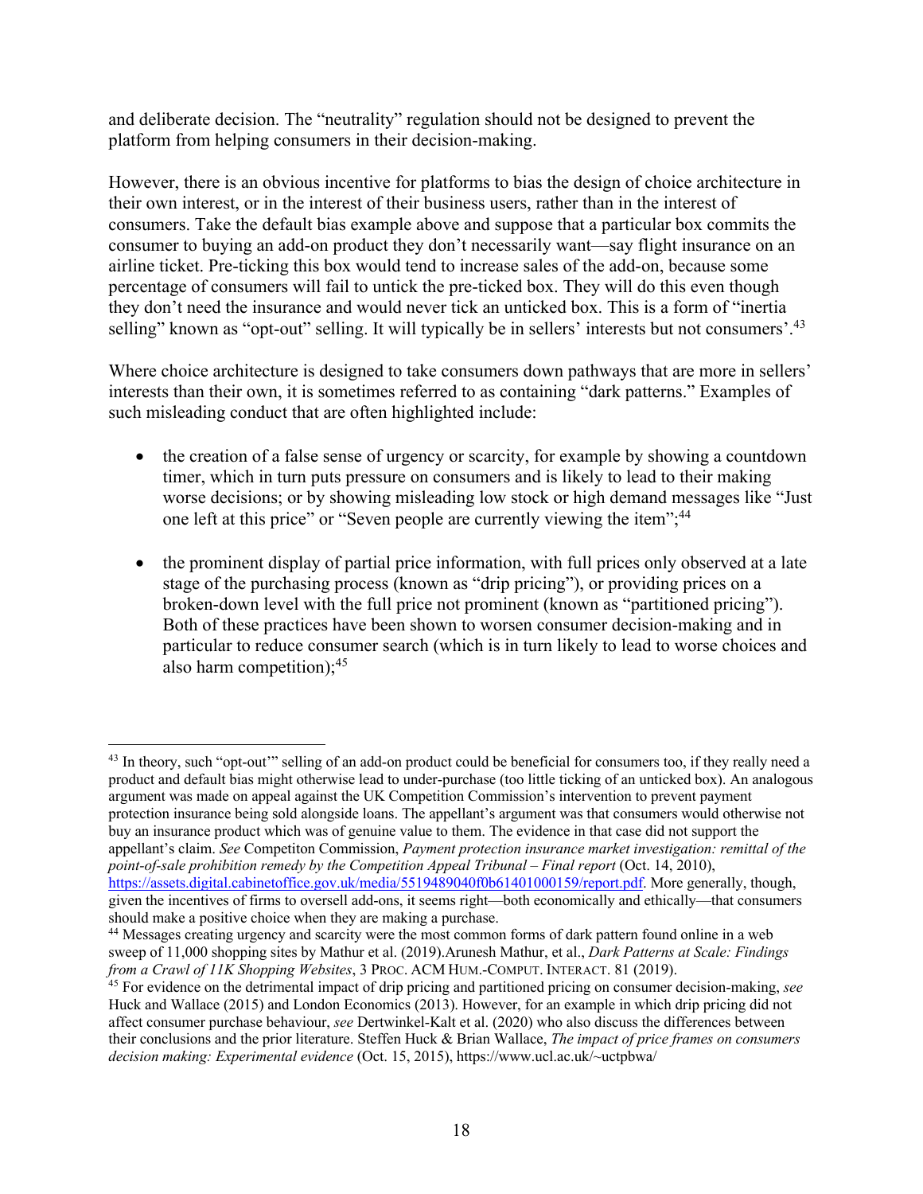and deliberate decision. The "neutrality" regulation should not be designed to prevent the platform from helping consumers in their decision-making.

However, there is an obvious incentive for platforms to bias the design of choice architecture in their own interest, or in the interest of their business users, rather than in the interest of consumers. Take the default bias example above and suppose that a particular box commits the consumer to buying an add-on product they don't necessarily want—say flight insurance on an airline ticket. Pre-ticking this box would tend to increase sales of the add-on, because some percentage of consumers will fail to untick the pre-ticked box. They will do this even though they don't need the insurance and would never tick an unticked box. This is a form of "inertia selling" known as "opt-out" selling. It will typically be in sellers' interests but not consumers'.[43]

Where choice architecture is designed to take consumers down pathways that are more in sellers' interests than their own, it is sometimes referred to as containing "dark patterns." Examples of such misleading conduct that are often highlighted include:

- the creation of a false sense of urgency or scarcity, for example by showing a countdown timer, which in turn puts pressure on consumers and is likely to lead to their making worse decisions; or by showing misleading low stock or high demand messages like "Just one left at this price" or "Seven people are currently viewing the item";[44]

- the prominent display of partial price information, with full prices only observed at a late stage of the purchasing process (known as "drip pricing"), or providing prices on a broken-down level with the full price not prominent (known as "partitioned pricing"). Both of these practices have been shown to worsen consumer decision-making and in particular to reduce consumer search (which is in turn likely to lead to worse choices and also harm competition);[45]

---

[43] In theory, such "opt-out'" selling of an add-on product could be beneficial for consumers too, if they really need a product and default bias might otherwise lead to under-purchase (too little ticking of an unticked box). An analogous argument was made on appeal against the UK Competition Commission's intervention to prevent payment protection insurance being sold alongside loans. The appellant's argument was that consumers would otherwise not buy an insurance product which was of genuine value to them. The evidence in that case did not support the appellant's claim. *See* Competiton Commission, *Payment protection insurance market investigation: remittal of the point-of-sale prohibition remedy by the Competition Appeal Tribunal – Final report* (Oct. 14, 2010), https://assets.digital.cabinetoffice.gov.uk/media/5519489040f0b61401000159/report.pdf. More generally, though, given the incentives of firms to oversell add-ons, it seems right—both economically and ethically—that consumers should make a positive choice when they are making a purchase.

[44] Messages creating urgency and scarcity were the most common forms of dark pattern found online in a web sweep of 11,000 shopping sites by Mathur et al. (2019).Arunesh Mathur, et al., *Dark Patterns at Scale: Findings from a Crawl of 11K Shopping Websites*, 3 PROC. ACM HUM.-COMPUT. INTERACT. 81 (2019).

[45] For evidence on the detrimental impact of drip pricing and partitioned pricing on consumer decision-making, *see* Huck and Wallace (2015) and London Economics (2013). However, for an example in which drip pricing did not affect consumer purchase behaviour, *see* Dertwinkel-Kalt et al. (2020) who also discuss the differences between their conclusions and the prior literature. Steffen Huck & Brian Wallace, *The impact of price frames on consumers decision making: Experimental evidence* (Oct. 15, 2015), https://www.ucl.ac.uk/~uctpbwa/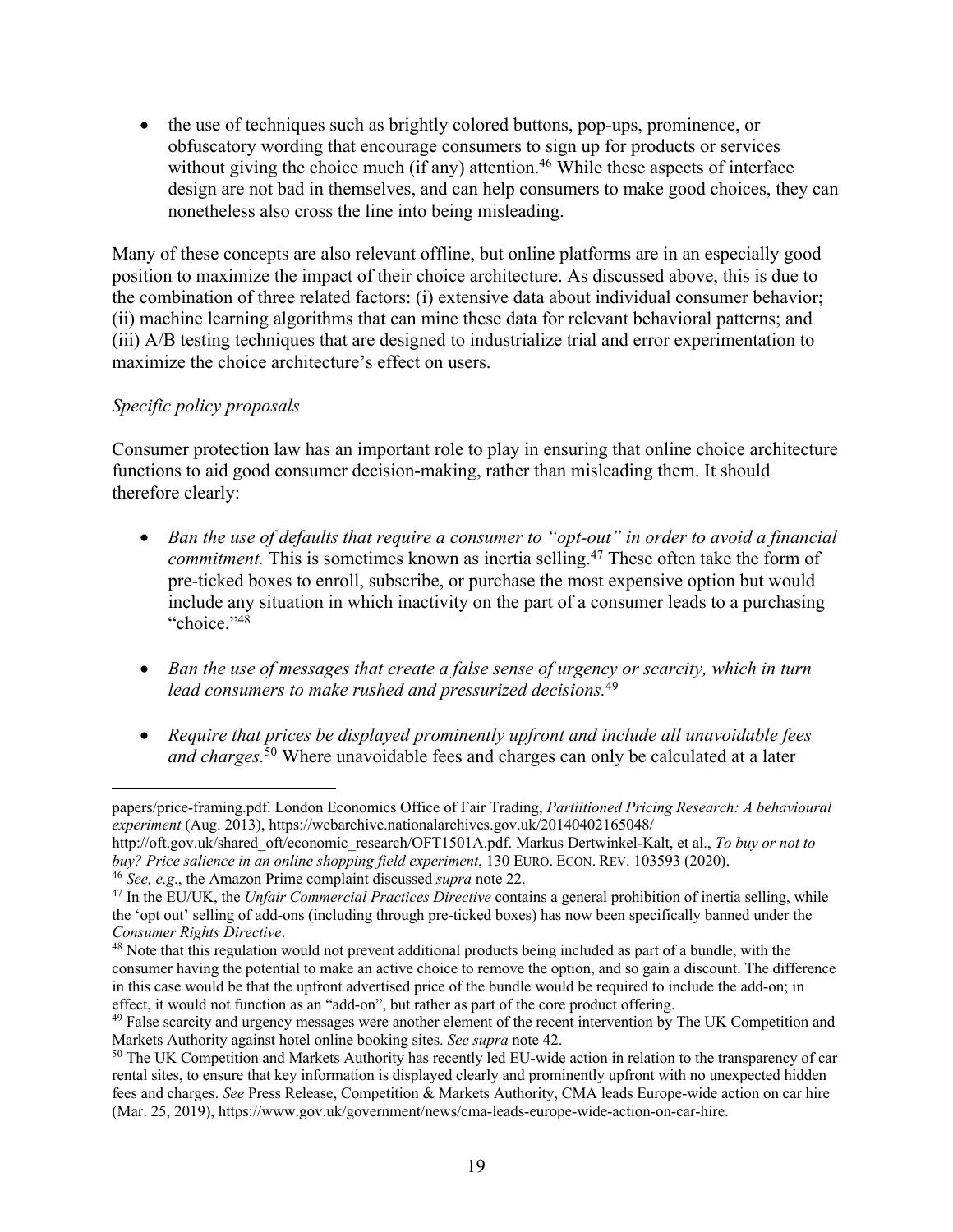- the use of techniques such as brightly colored buttons, pop-ups, prominence, or obfuscatory wording that encourage consumers to sign up for products or services without giving the choice much (if any) attention.[46] While these aspects of interface design are not bad in themselves, and can help consumers to make good choices, they can nonetheless also cross the line into being misleading.

Many of these concepts are also relevant offline, but online platforms are in an especially good position to maximize the impact of their choice architecture. As discussed above, this is due to the combination of three related factors: (i) extensive data about individual consumer behavior; (ii) machine learning algorithms that can mine these data for relevant behavioral patterns; and (iii) A/B testing techniques that are designed to industrialize trial and error experimentation to maximize the choice architecture's effect on users.

*Specific policy proposals*

Consumer protection law has an important role to play in ensuring that online choice architecture functions to aid good consumer decision-making, rather than misleading them. It should therefore clearly:

- *Ban the use of defaults that require a consumer to "opt-out" in order to avoid a financial commitment.* This is sometimes known as inertia selling.[47] These often take the form of pre-ticked boxes to enroll, subscribe, or purchase the most expensive option but would include any situation in which inactivity on the part of a consumer leads to a purchasing "choice."[48]

- *Ban the use of messages that create a false sense of urgency or scarcity, which in turn lead consumers to make rushed and pressurized decisions.*[49]

- *Require that prices be displayed prominently upfront and include all unavoidable fees and charges.*[50] Where unavoidable fees and charges can only be calculated at a later

---

papers/price-framing.pdf. London Economics Office of Fair Trading, *Partiitioned Pricing Research: A behavioural experiment* (Aug. 2013), https://webarchive.nationalarchives.gov.uk/20140402165048/http://oft.gov.uk/shared_oft/economic_research/OFT1501A.pdf. Markus Dertwinkel-Kalt, et al., *To buy or not to buy? Price salience in an online shopping field experiment*, 130 EURO. ECON. REV. 103593 (2020).

[46] *See, e.g.*, the Amazon Prime complaint discussed *supra* note 22.

[47] In the EU/UK, the *Unfair Commercial Practices Directive* contains a general prohibition of inertia selling, while the 'opt out' selling of add-ons (including through pre-ticked boxes) has now been specifically banned under the *Consumer Rights Directive*.

[48] Note that this regulation would not prevent additional products being included as part of a bundle, with the consumer having the potential to make an active choice to remove the option, and so gain a discount. The difference in this case would be that the upfront advertised price of the bundle would be required to include the add-on; in effect, it would not function as an "add-on", but rather as part of the core product offering.

[49] False scarcity and urgency messages were another element of the recent intervention by The UK Competition and Markets Authority against hotel online booking sites. *See supra* note 42.

[50] The UK Competition and Markets Authority has recently led EU-wide action in relation to the transparency of car rental sites, to ensure that key information is displayed clearly and prominently upfront with no unexpected hidden fees and charges. *See* Press Release, Competition & Markets Authority, CMA leads Europe-wide action on car hire (Mar. 25, 2019), https://www.gov.uk/government/news/cma-leads-europe-wide-action-on-car-hire.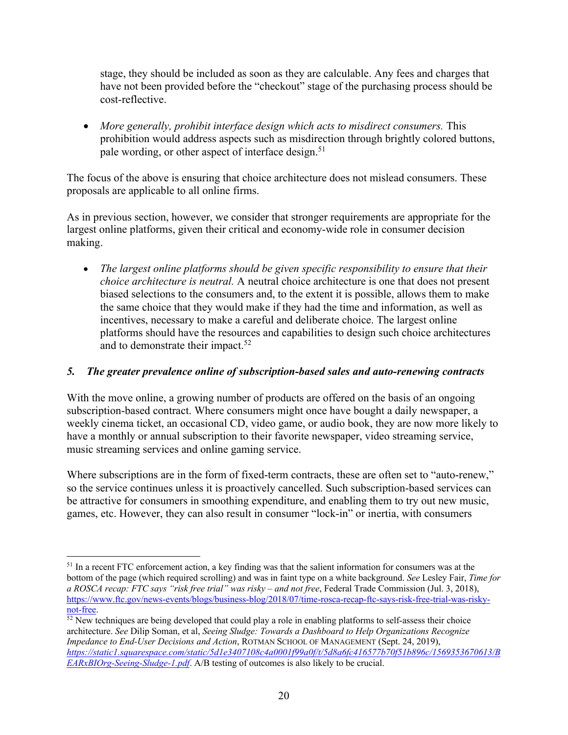stage, they should be included as soon as they are calculable. Any fees and charges that have not been provided before the "checkout" stage of the purchasing process should be cost-reflective.

- *More generally, prohibit interface design which acts to misdirect consumers.* This prohibition would address aspects such as misdirection through brightly colored buttons, pale wording, or other aspect of interface design.[51]

The focus of the above is ensuring that choice architecture does not mislead consumers. These proposals are applicable to all online firms.

As in previous section, however, we consider that stronger requirements are appropriate for the largest online platforms, given their critical and economy-wide role in consumer decision making.

- *The largest online platforms should be given specific responsibility to ensure that their choice architecture is neutral.* A neutral choice architecture is one that does not present biased selections to the consumers and, to the extent it is possible, allows them to make the same choice that they would make if they had the time and information, as well as incentives, necessary to make a careful and deliberate choice. The largest online platforms should have the resources and capabilities to design such choice architectures and to demonstrate their impact.[52]

### *5. The greater prevalence online of subscription-based sales and auto-renewing contracts*

With the move online, a growing number of products are offered on the basis of an ongoing subscription-based contract. Where consumers might once have bought a daily newspaper, a weekly cinema ticket, an occasional CD, video game, or audio book, they are now more likely to have a monthly or annual subscription to their favorite newspaper, video streaming service, music streaming services and online gaming service.

Where subscriptions are in the form of fixed-term contracts, these are often set to "auto-renew," so the service continues unless it is proactively cancelled. Such subscription-based services can be attractive for consumers in smoothing expenditure, and enabling them to try out new music, games, etc. However, they can also result in consumer "lock-in" or inertia, with consumers

---

[51] In a recent FTC enforcement action, a key finding was that the salient information for consumers was at the bottom of the page (which required scrolling) and was in faint type on a white background. *See* Lesley Fair, *Time for a ROSCA recap: FTC says "risk free trial" was risky – and not free*, Federal Trade Commission (Jul. 3, 2018), https://www.ftc.gov/news-events/blogs/business-blog/2018/07/time-rosca-recap-ftc-says-risk-free-trial-was-risky-not-free.

[52] New techniques are being developed that could play a role in enabling platforms to self-assess their choice architecture. *See* Dilip Soman, et al, *Seeing Sludge: Towards a Dashboard to Help Organizations Recognize Impedance to End-User Decisions and Action*, ROTMAN SCHOOL OF MANAGEMENT (Sept. 24, 2019), *https://static1.squarespace.com/static/5d1e3407108c4a0001f99a0f/t/5d8a6fc416577b70f51b896c/1569353670613/BEARxBIOrg-Seeing-Sludge-1.pdf*. A/B testing of outcomes is also likely to be crucial.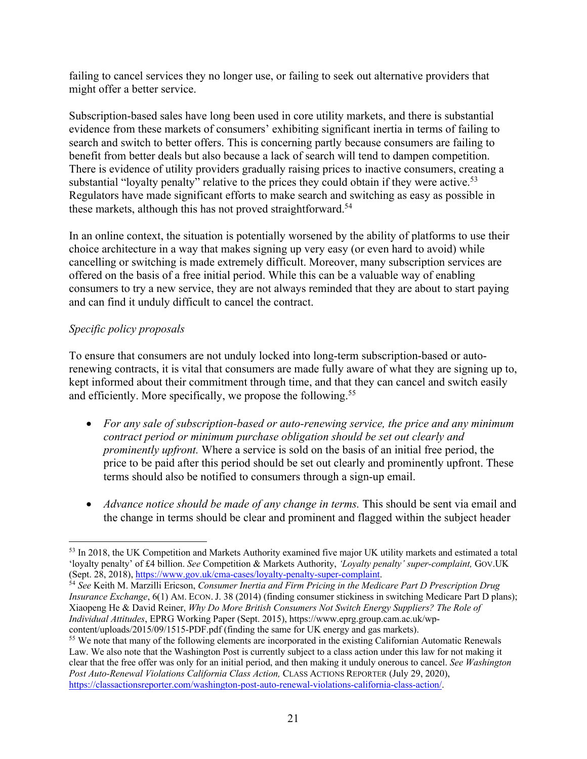failing to cancel services they no longer use, or failing to seek out alternative providers that might offer a better service.

Subscription-based sales have long been used in core utility markets, and there is substantial evidence from these markets of consumers' exhibiting significant inertia in terms of failing to search and switch to better offers. This is concerning partly because consumers are failing to benefit from better deals but also because a lack of search will tend to dampen competition. There is evidence of utility providers gradually raising prices to inactive consumers, creating a substantial "loyalty penalty" relative to the prices they could obtain if they were active.[53] Regulators have made significant efforts to make search and switching as easy as possible in these markets, although this has not proved straightforward.[54]

In an online context, the situation is potentially worsened by the ability of platforms to use their choice architecture in a way that makes signing up very easy (or even hard to avoid) while cancelling or switching is made extremely difficult. Moreover, many subscription services are offered on the basis of a free initial period. While this can be a valuable way of enabling consumers to try a new service, they are not always reminded that they are about to start paying and can find it unduly difficult to cancel the contract.

*Specific policy proposals*

To ensure that consumers are not unduly locked into long-term subscription-based or auto-renewing contracts, it is vital that consumers are made fully aware of what they are signing up to, kept informed about their commitment through time, and that they can cancel and switch easily and efficiently. More specifically, we propose the following.[55]

- *For any sale of subscription-based or auto-renewing service, the price and any minimum contract period or minimum purchase obligation should be set out clearly and prominently upfront.* Where a service is sold on the basis of an initial free period, the price to be paid after this period should be set out clearly and prominently upfront. These terms should also be notified to consumers through a sign-up email.

- *Advance notice should be made of any change in terms.* This should be sent via email and the change in terms should be clear and prominent and flagged within the subject header

---

[53] In 2018, the UK Competition and Markets Authority examined five major UK utility markets and estimated a total 'loyalty penalty' of £4 billion. *See* Competition & Markets Authority, *'Loyalty penalty' super-complaint,* GOV.UK (Sept. 28, 2018), https://www.gov.uk/cma-cases/loyalty-penalty-super-complaint.

[54] *See* Keith M. Marzilli Ericson, *Consumer Inertia and Firm Pricing in the Medicare Part D Prescription Drug Insurance Exchange*, 6(1) AM. ECON. J. 38 (2014) (finding consumer stickiness in switching Medicare Part D plans); Xiaopeng He & David Reiner, *Why Do More British Consumers Not Switch Energy Suppliers? The Role of Individual Attitudes*, EPRG Working Paper (Sept. 2015), https://www.eprg.group.cam.ac.uk/wp-content/uploads/2015/09/1515-PDF.pdf (finding the same for UK energy and gas markets).

[55] We note that many of the following elements are incorporated in the existing Californian Automatic Renewals Law. We also note that the Washington Post is currently subject to a class action under this law for not making it clear that the free offer was only for an initial period, and then making it unduly onerous to cancel. *See Washington Post Auto-Renewal Violations California Class Action,* CLASS ACTIONS REPORTER (July 29, 2020), https://classactionsreporter.com/washington-post-auto-renewal-violations-california-class-action/.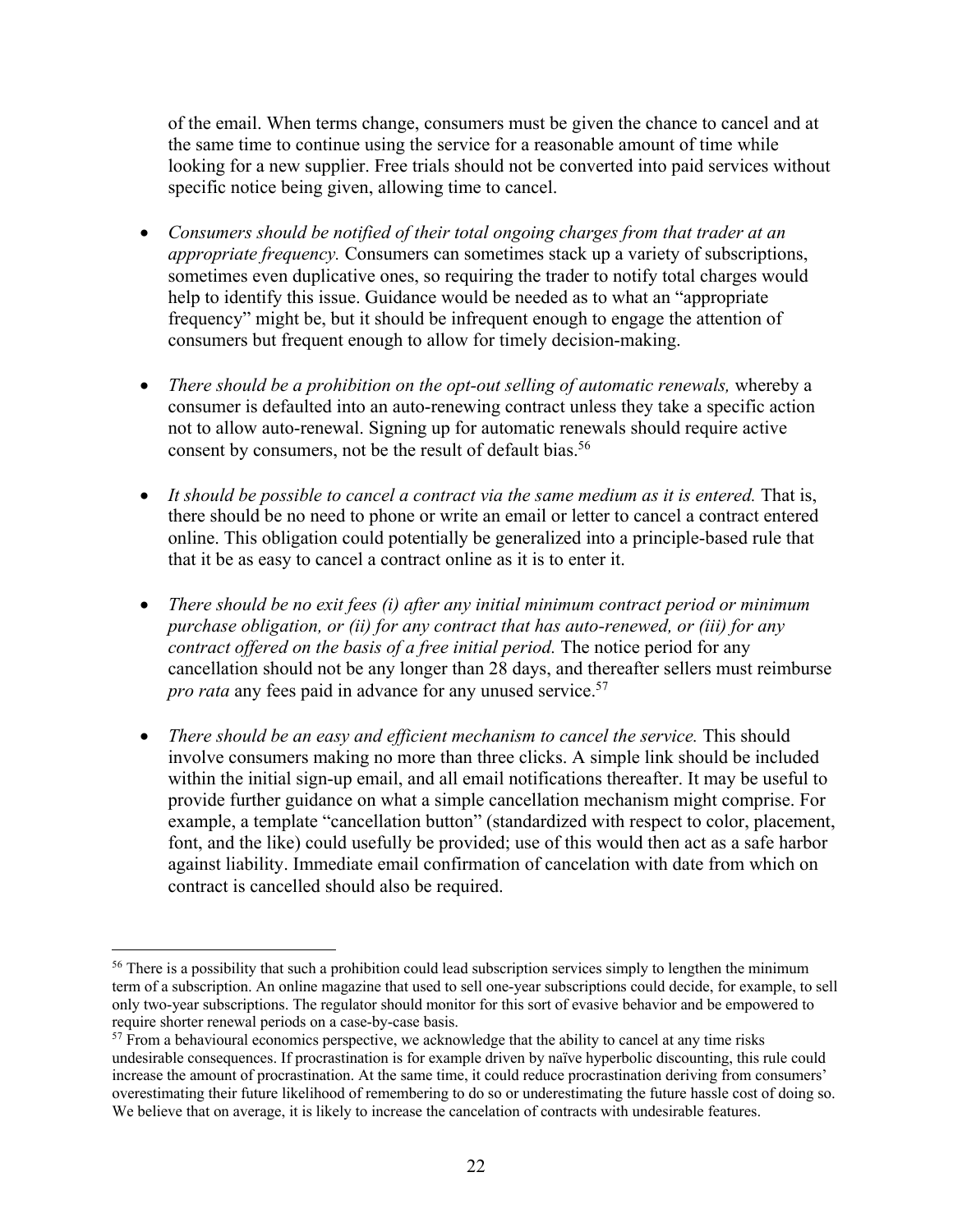of the email. When terms change, consumers must be given the chance to cancel and at the same time to continue using the service for a reasonable amount of time while looking for a new supplier. Free trials should not be converted into paid services without specific notice being given, allowing time to cancel.

- *Consumers should be notified of their total ongoing charges from that trader at an appropriate frequency.* Consumers can sometimes stack up a variety of subscriptions, sometimes even duplicative ones, so requiring the trader to notify total charges would help to identify this issue. Guidance would be needed as to what an "appropriate frequency" might be, but it should be infrequent enough to engage the attention of consumers but frequent enough to allow for timely decision-making.

- *There should be a prohibition on the opt-out selling of automatic renewals,* whereby a consumer is defaulted into an auto-renewing contract unless they take a specific action not to allow auto-renewal. Signing up for automatic renewals should require active consent by consumers, not be the result of default bias.[56]

- *It should be possible to cancel a contract via the same medium as it is entered.* That is, there should be no need to phone or write an email or letter to cancel a contract entered online. This obligation could potentially be generalized into a principle-based rule that that it be as easy to cancel a contract online as it is to enter it.

- *There should be no exit fees (i) after any initial minimum contract period or minimum purchase obligation, or (ii) for any contract that has auto-renewed, or (iii) for any contract offered on the basis of a free initial period.* The notice period for any cancellation should not be any longer than 28 days, and thereafter sellers must reimburse *pro rata* any fees paid in advance for any unused service.[57]

- *There should be an easy and efficient mechanism to cancel the service.* This should involve consumers making no more than three clicks. A simple link should be included within the initial sign-up email, and all email notifications thereafter. It may be useful to provide further guidance on what a simple cancellation mechanism might comprise. For example, a template "cancellation button" (standardized with respect to color, placement, font, and the like) could usefully be provided; use of this would then act as a safe harbor against liability. Immediate email confirmation of cancelation with date from which on contract is cancelled should also be required.

---

[56] There is a possibility that such a prohibition could lead subscription services simply to lengthen the minimum term of a subscription. An online magazine that used to sell one-year subscriptions could decide, for example, to sell only two-year subscriptions. The regulator should monitor for this sort of evasive behavior and be empowered to require shorter renewal periods on a case-by-case basis.

[57] From a behavioural economics perspective, we acknowledge that the ability to cancel at any time risks undesirable consequences. If procrastination is for example driven by naïve hyperbolic discounting, this rule could increase the amount of procrastination. At the same time, it could reduce procrastination deriving from consumers' overestimating their future likelihood of remembering to do so or underestimating the future hassle cost of doing so. We believe that on average, it is likely to increase the cancelation of contracts with undesirable features.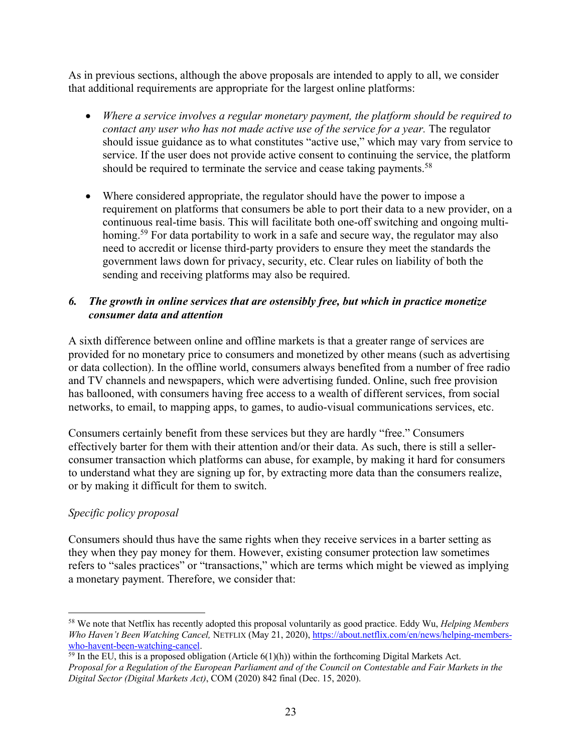As in previous sections, although the above proposals are intended to apply to all, we consider that additional requirements are appropriate for the largest online platforms:

- *Where a service involves a regular monetary payment, the platform should be required to contact any user who has not made active use of the service for a year.* The regulator should issue guidance as to what constitutes "active use," which may vary from service to service. If the user does not provide active consent to continuing the service, the platform should be required to terminate the service and cease taking payments.[58]

- Where considered appropriate, the regulator should have the power to impose a requirement on platforms that consumers be able to port their data to a new provider, on a continuous real-time basis. This will facilitate both one-off switching and ongoing multi-homing.[59] For data portability to work in a safe and secure way, the regulator may also need to accredit or license third-party providers to ensure they meet the standards the government laws down for privacy, security, etc. Clear rules on liability of both the sending and receiving platforms may also be required.

### *6. The growth in online services that are ostensibly free, but which in practice monetize consumer data and attention*

A sixth difference between online and offline markets is that a greater range of services are provided for no monetary price to consumers and monetized by other means (such as advertising or data collection). In the offline world, consumers always benefited from a number of free radio and TV channels and newspapers, which were advertising funded. Online, such free provision has ballooned, with consumers having free access to a wealth of different services, from social networks, to email, to mapping apps, to games, to audio-visual communications services, etc.

Consumers certainly benefit from these services but they are hardly "free." Consumers effectively barter for them with their attention and/or their data. As such, there is still a seller-consumer transaction which platforms can abuse, for example, by making it hard for consumers to understand what they are signing up for, by extracting more data than the consumers realize, or by making it difficult for them to switch.

*Specific policy proposal*

Consumers should thus have the same rights when they receive services in a barter setting as they when they pay money for them. However, existing consumer protection law sometimes refers to "sales practices" or "transactions," which are terms which might be viewed as implying a monetary payment. Therefore, we consider that:

---

[58] We note that Netflix has recently adopted this proposal voluntarily as good practice. Eddy Wu, *Helping Members Who Haven't Been Watching Cancel,* NETFLIX (May 21, 2020), https://about.netflix.com/en/news/helping-members-who-havent-been-watching-cancel.

[59] In the EU, this is a proposed obligation (Article 6(1)(h)) within the forthcoming Digital Markets Act. *Proposal for a Regulation of the European Parliament and of the Council on Contestable and Fair Markets in the Digital Sector (Digital Markets Act)*, COM (2020) 842 final (Dec. 15, 2020).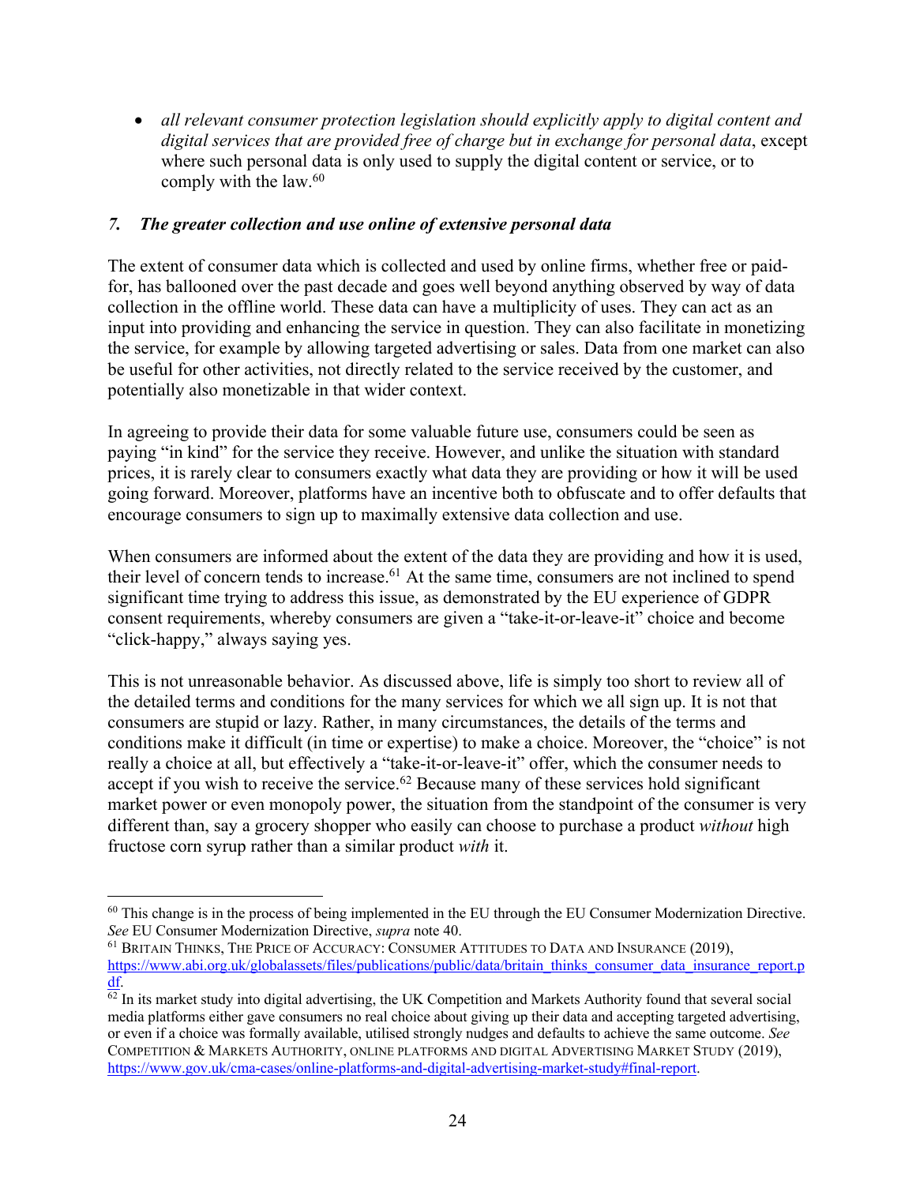- *all relevant consumer protection legislation should explicitly apply to digital content and digital services that are provided free of charge but in exchange for personal data*, except where such personal data is only used to supply the digital content or service, or to comply with the law.[60]

### *7. The greater collection and use online of extensive personal data*

The extent of consumer data which is collected and used by online firms, whether free or paid-for, has ballooned over the past decade and goes well beyond anything observed by way of data collection in the offline world. These data can have a multiplicity of uses. They can act as an input into providing and enhancing the service in question. They can also facilitate in monetizing the service, for example by allowing targeted advertising or sales. Data from one market can also be useful for other activities, not directly related to the service received by the customer, and potentially also monetizable in that wider context.

In agreeing to provide their data for some valuable future use, consumers could be seen as paying "in kind" for the service they receive. However, and unlike the situation with standard prices, it is rarely clear to consumers exactly what data they are providing or how it will be used going forward. Moreover, platforms have an incentive both to obfuscate and to offer defaults that encourage consumers to sign up to maximally extensive data collection and use.

When consumers are informed about the extent of the data they are providing and how it is used, their level of concern tends to increase.[61] At the same time, consumers are not inclined to spend significant time trying to address this issue, as demonstrated by the EU experience of GDPR consent requirements, whereby consumers are given a "take-it-or-leave-it" choice and become "click-happy," always saying yes.

This is not unreasonable behavior. As discussed above, life is simply too short to review all of the detailed terms and conditions for the many services for which we all sign up. It is not that consumers are stupid or lazy. Rather, in many circumstances, the details of the terms and conditions make it difficult (in time or expertise) to make a choice. Moreover, the "choice" is not really a choice at all, but effectively a "take-it-or-leave-it" offer, which the consumer needs to accept if you wish to receive the service.[62] Because many of these services hold significant market power or even monopoly power, the situation from the standpoint of the consumer is very different than, say a grocery shopper who easily can choose to purchase a product *without* high fructose corn syrup rather than a similar product *with* it.

---

[60] This change is in the process of being implemented in the EU through the EU Consumer Modernization Directive. *See* EU Consumer Modernization Directive, *supra* note 40.

[61] BRITAIN THINKS, THE PRICE OF ACCURACY: CONSUMER ATTITUDES TO DATA AND INSURANCE (2019), https://www.abi.org.uk/globalassets/files/publications/public/data/britain_thinks_consumer_data_insurance_report.pdf.

[62] In its market study into digital advertising, the UK Competition and Markets Authority found that several social media platforms either gave consumers no real choice about giving up their data and accepting targeted advertising, or even if a choice was formally available, utilised strongly nudges and defaults to achieve the same outcome. *See* COMPETITION & MARKETS AUTHORITY, ONLINE PLATFORMS AND DIGITAL ADVERTISING MARKET STUDY (2019), https://www.gov.uk/cma-cases/online-platforms-and-digital-advertising-market-study#final-report.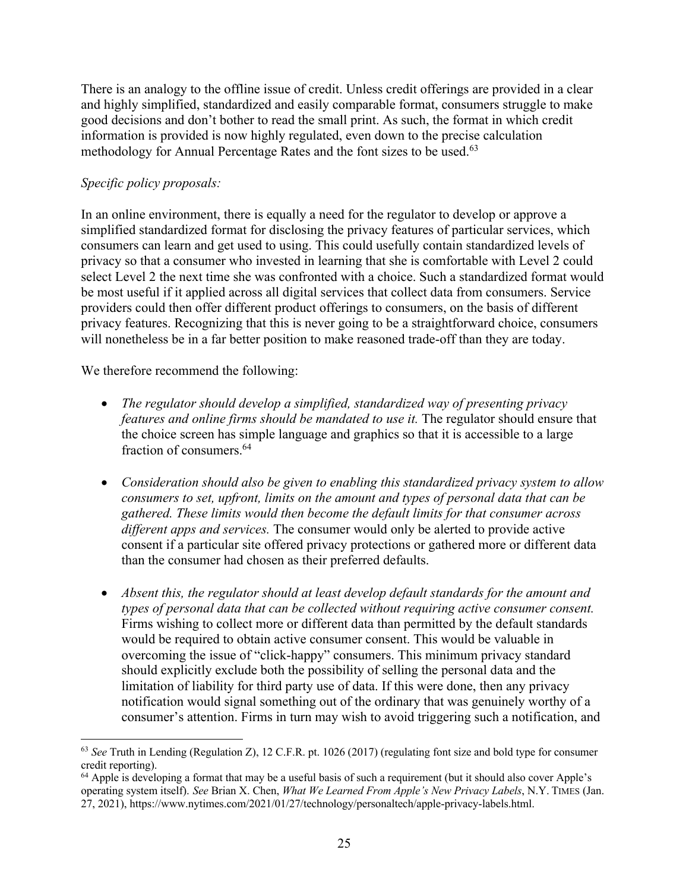There is an analogy to the offline issue of credit. Unless credit offerings are provided in a clear and highly simplified, standardized and easily comparable format, consumers struggle to make good decisions and don't bother to read the small print. As such, the format in which credit information is provided is now highly regulated, even down to the precise calculation methodology for Annual Percentage Rates and the font sizes to be used.[63]

*Specific policy proposals:*

In an online environment, there is equally a need for the regulator to develop or approve a simplified standardized format for disclosing the privacy features of particular services, which consumers can learn and get used to using. This could usefully contain standardized levels of privacy so that a consumer who invested in learning that she is comfortable with Level 2 could select Level 2 the next time she was confronted with a choice. Such a standardized format would be most useful if it applied across all digital services that collect data from consumers. Service providers could then offer different product offerings to consumers, on the basis of different privacy features. Recognizing that this is never going to be a straightforward choice, consumers will nonetheless be in a far better position to make reasoned trade-off than they are today.

We therefore recommend the following:

- *The regulator should develop a simplified, standardized way of presenting privacy features and online firms should be mandated to use it.* The regulator should ensure that the choice screen has simple language and graphics so that it is accessible to a large fraction of consumers.[64]
- *Consideration should also be given to enabling this standardized privacy system to allow consumers to set, upfront, limits on the amount and types of personal data that can be gathered. These limits would then become the default limits for that consumer across different apps and services.* The consumer would only be alerted to provide active consent if a particular site offered privacy protections or gathered more or different data than the consumer had chosen as their preferred defaults.
- *Absent this, the regulator should at least develop default standards for the amount and types of personal data that can be collected without requiring active consumer consent.* Firms wishing to collect more or different data than permitted by the default standards would be required to obtain active consumer consent. This would be valuable in overcoming the issue of "click-happy" consumers. This minimum privacy standard should explicitly exclude both the possibility of selling the personal data and the limitation of liability for third party use of data. If this were done, then any privacy notification would signal something out of the ordinary that was genuinely worthy of a consumer's attention. Firms in turn may wish to avoid triggering such a notification, and

---

[63] *See* Truth in Lending (Regulation Z), 12 C.F.R. pt. 1026 (2017) (regulating font size and bold type for consumer credit reporting).

[64] Apple is developing a format that may be a useful basis of such a requirement (but it should also cover Apple's operating system itself). *See* Brian X. Chen, *What We Learned From Apple's New Privacy Labels*, N.Y. TIMES (Jan. 27, 2021), https://www.nytimes.com/2021/01/27/technology/personaltech/apple-privacy-labels.html.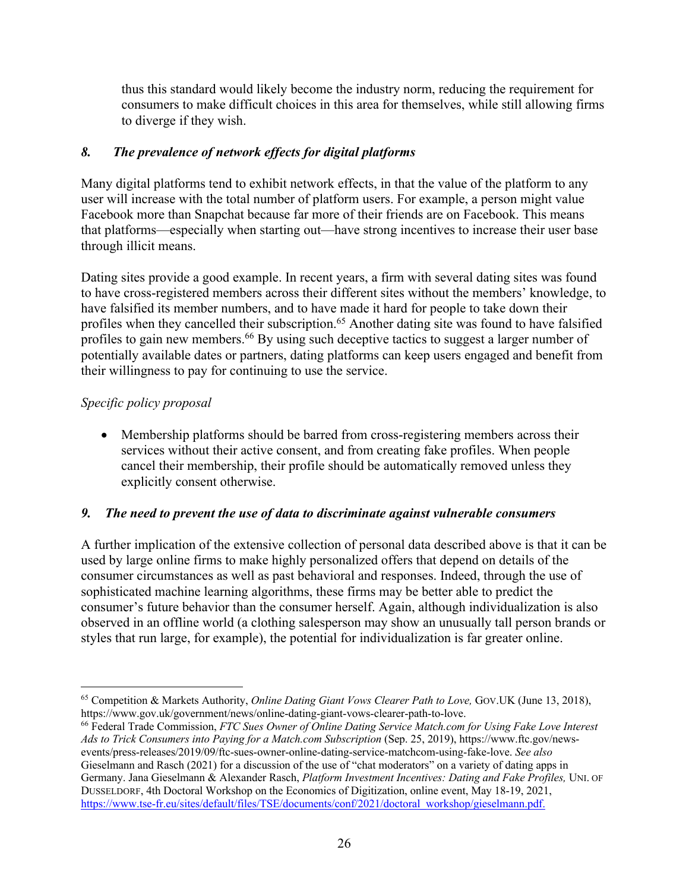thus this standard would likely become the industry norm, reducing the requirement for consumers to make difficult choices in this area for themselves, while still allowing firms to diverge if they wish.

### *8. The prevalence of network effects for digital platforms*

Many digital platforms tend to exhibit network effects, in that the value of the platform to any user will increase with the total number of platform users. For example, a person might value Facebook more than Snapchat because far more of their friends are on Facebook. This means that platforms—especially when starting out—have strong incentives to increase their user base through illicit means.

Dating sites provide a good example. In recent years, a firm with several dating sites was found to have cross-registered members across their different sites without the members' knowledge, to have falsified its member numbers, and to have made it hard for people to take down their profiles when they cancelled their subscription.[65] Another dating site was found to have falsified profiles to gain new members.[66] By using such deceptive tactics to suggest a larger number of potentially available dates or partners, dating platforms can keep users engaged and benefit from their willingness to pay for continuing to use the service.

*Specific policy proposal*

- Membership platforms should be barred from cross-registering members across their services without their active consent, and from creating fake profiles. When people cancel their membership, their profile should be automatically removed unless they explicitly consent otherwise.

### *9. The need to prevent the use of data to discriminate against vulnerable consumers*

A further implication of the extensive collection of personal data described above is that it can be used by large online firms to make highly personalized offers that depend on details of the consumer circumstances as well as past behavioral and responses. Indeed, through the use of sophisticated machine learning algorithms, these firms may be better able to predict the consumer's future behavior than the consumer herself. Again, although individualization is also observed in an offline world (a clothing salesperson may show an unusually tall person brands or styles that run large, for example), the potential for individualization is far greater online.

---

[65] Competition & Markets Authority, *Online Dating Giant Vows Clearer Path to Love,* GOV.UK (June 13, 2018), https://www.gov.uk/government/news/online-dating-giant-vows-clearer-path-to-love.

[66] Federal Trade Commission, *FTC Sues Owner of Online Dating Service Match.com for Using Fake Love Interest Ads to Trick Consumers into Paying for a Match.com Subscription* (Sep. 25, 2019), https://www.ftc.gov/news-events/press-releases/2019/09/ftc-sues-owner-online-dating-service-matchcom-using-fake-love. *See also* Gieselmann and Rasch (2021) for a discussion of the use of "chat moderators" on a variety of dating apps in Germany. Jana Gieselmann & Alexander Rasch, *Platform Investment Incentives: Dating and Fake Profiles,* UNI. OF DUSSELDORF, 4th Doctoral Workshop on the Economics of Digitization, online event, May 18-19, 2021, https://www.tse-fr.eu/sites/default/files/TSE/documents/conf/2021/doctoral_workshop/gieselmann.pdf.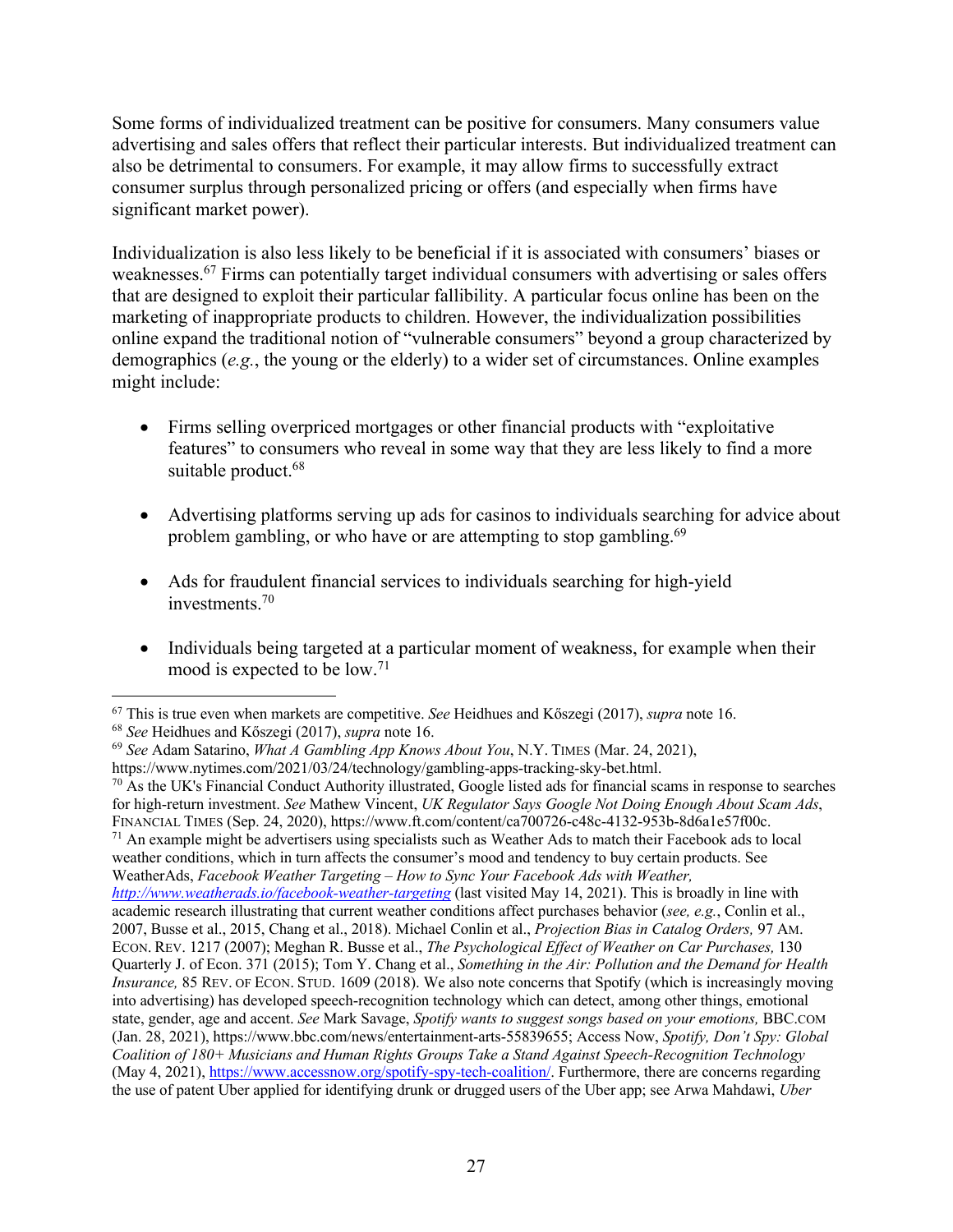Some forms of individualized treatment can be positive for consumers. Many consumers value advertising and sales offers that reflect their particular interests. But individualized treatment can also be detrimental to consumers. For example, it may allow firms to successfully extract consumer surplus through personalized pricing or offers (and especially when firms have significant market power).

Individualization is also less likely to be beneficial if it is associated with consumers' biases or weaknesses.[67] Firms can potentially target individual consumers with advertising or sales offers that are designed to exploit their particular fallibility. A particular focus online has been on the marketing of inappropriate products to children. However, the individualization possibilities online expand the traditional notion of "vulnerable consumers" beyond a group characterized by demographics (*e.g.*, the young or the elderly) to a wider set of circumstances. Online examples might include:

- Firms selling overpriced mortgages or other financial products with "exploitative features" to consumers who reveal in some way that they are less likely to find a more suitable product.[68]

- Advertising platforms serving up ads for casinos to individuals searching for advice about problem gambling, or who have or are attempting to stop gambling.[69]

- Ads for fraudulent financial services to individuals searching for high-yield investments.[70]

- Individuals being targeted at a particular moment of weakness, for example when their mood is expected to be low.[71]

---

[67] This is true even when markets are competitive. *See* Heidhues and Kőszegi (2017), *supra* note 16.

[68] *See* Heidhues and Kőszegi (2017), *supra* note 16.

[69] *See* Adam Satarino, *What A Gambling App Knows About You*, N.Y. TIMES (Mar. 24, 2021), https://www.nytimes.com/2021/03/24/technology/gambling-apps-tracking-sky-bet.html.

[70] As the UK's Financial Conduct Authority illustrated, Google listed ads for financial scams in response to searches for high-return investment. *See* Mathew Vincent, *UK Regulator Says Google Not Doing Enough About Scam Ads*, FINANCIAL TIMES (Sep. 24, 2020), https://www.ft.com/content/ca700726-c48c-4132-953b-8d6a1e57f00c.

[71] An example might be advertisers using specialists such as Weather Ads to match their Facebook ads to local weather conditions, which in turn affects the consumer's mood and tendency to buy certain products. See WeatherAds, *Facebook Weather Targeting – How to Sync Your Facebook Ads with Weather,* http://www.weatherads.io/facebook-weather-targeting (last visited May 14, 2021). This is broadly in line with academic research illustrating that current weather conditions affect purchases behavior (*see, e.g.*, Conlin et al., 2007, Busse et al., 2015, Chang et al., 2018). Michael Conlin et al., *Projection Bias in Catalog Orders,* 97 AM. ECON. REV. 1217 (2007); Meghan R. Busse et al., *The Psychological Effect of Weather on Car Purchases,* 130 Quarterly J. of Econ. 371 (2015); Tom Y. Chang et al., *Something in the Air: Pollution and the Demand for Health Insurance,* 85 REV. OF ECON. STUD. 1609 (2018). We also note concerns that Spotify (which is increasingly moving into advertising) has developed speech-recognition technology which can detect, among other things, emotional state, gender, age and accent. *See* Mark Savage, *Spotify wants to suggest songs based on your emotions,* BBC.COM (Jan. 28, 2021), https://www.bbc.com/news/entertainment-arts-55839655; Access Now, *Spotify, Don't Spy: Global Coalition of 180+ Musicians and Human Rights Groups Take a Stand Against Speech-Recognition Technology* (May 4, 2021), https://www.accessnow.org/spotify-spy-tech-coalition/. Furthermore, there are concerns regarding the use of patent Uber applied for identifying drunk or drugged users of the Uber app; see Arwa Mahdawi, *Uber*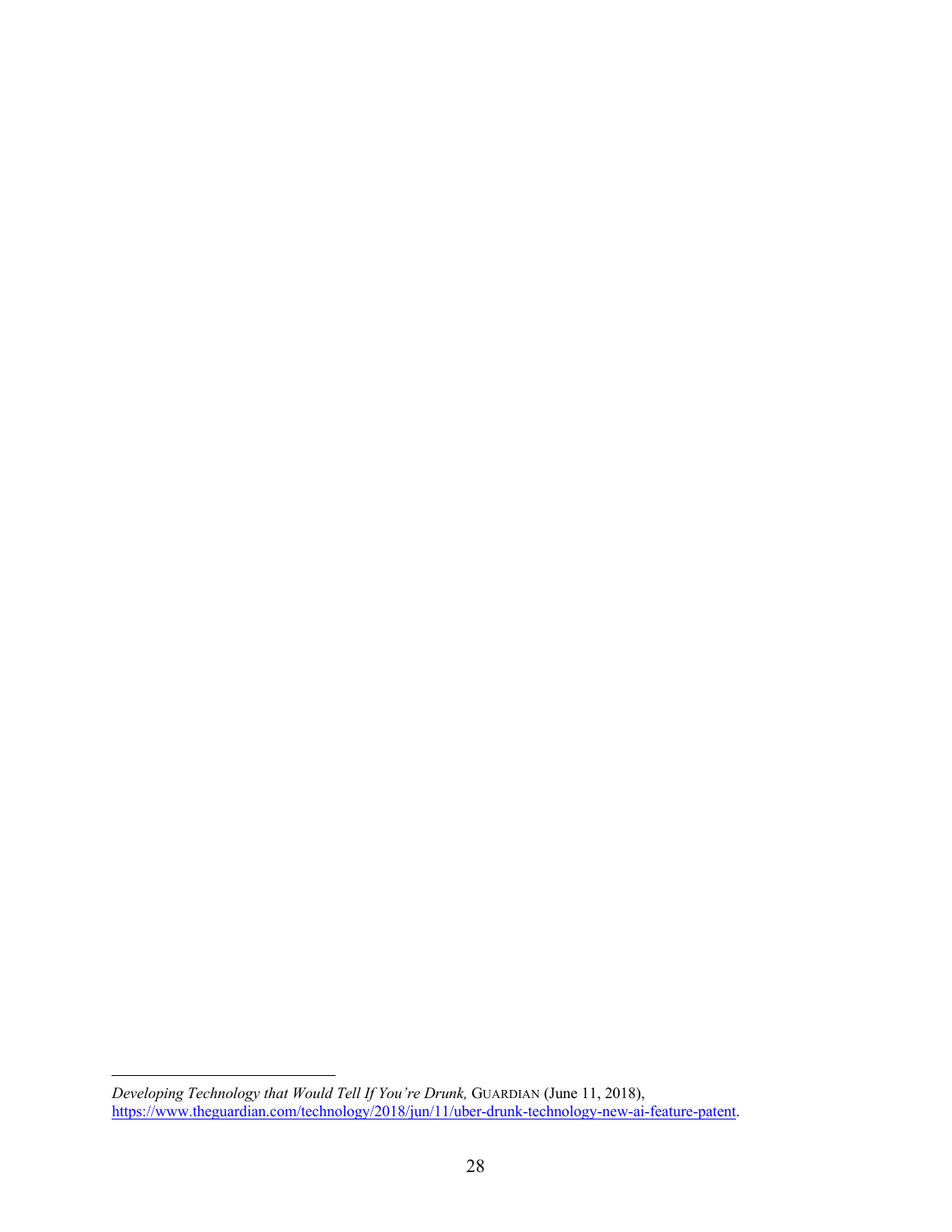*Developing Technology that Would Tell If You're Drunk,* GUARDIAN (June 11, 2018), https://www.theguardian.com/technology/2018/jun/11/uber-drunk-technology-new-ai-feature-patent.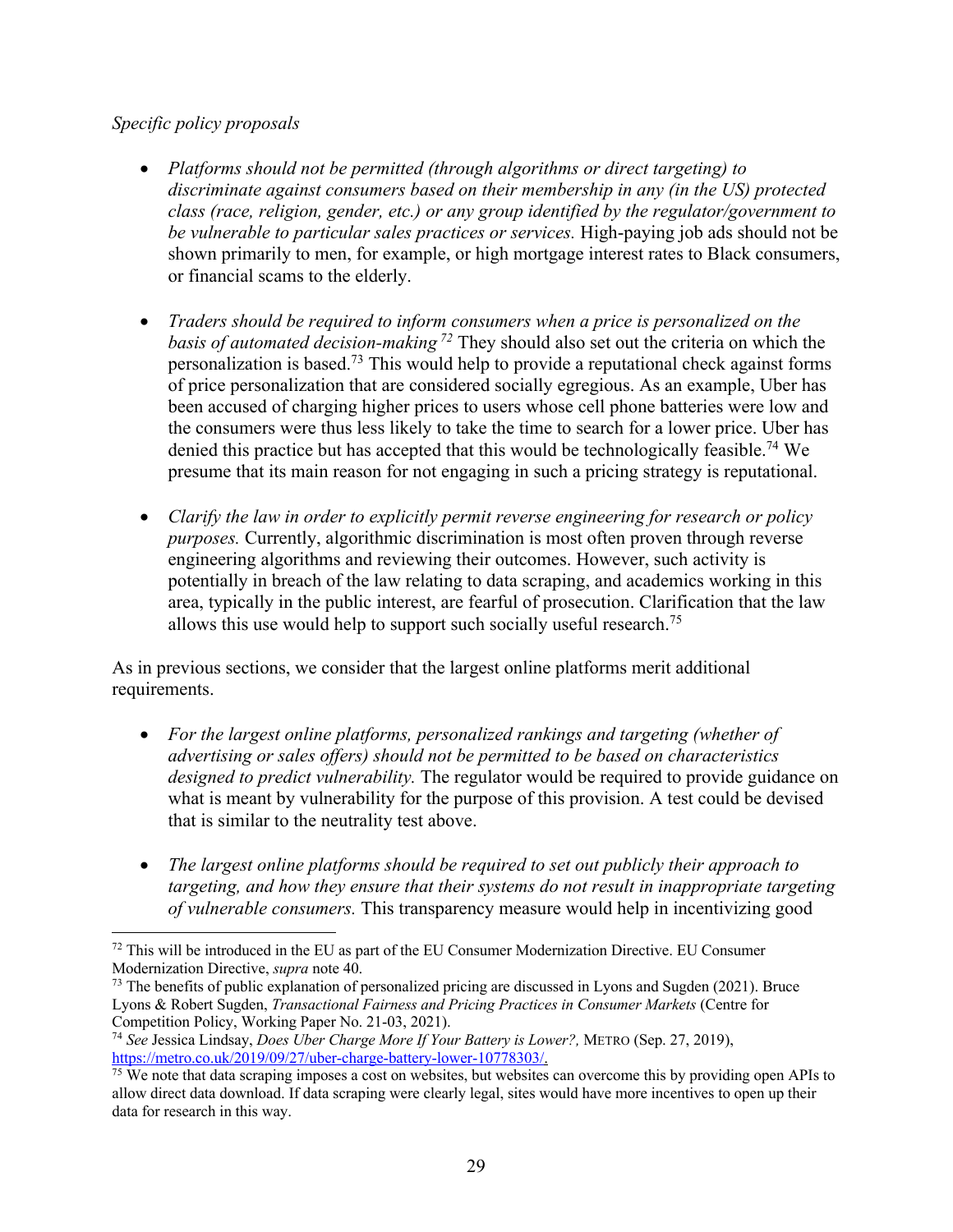*Specific policy proposals*

- *Platforms should not be permitted (through algorithms or direct targeting) to discriminate against consumers based on their membership in any (in the US) protected class (race, religion, gender, etc.) or any group identified by the regulator/government to be vulnerable to particular sales practices or services.* High-paying job ads should not be shown primarily to men, for example, or high mortgage interest rates to Black consumers, or financial scams to the elderly.

- *Traders should be required to inform consumers when a price is personalized on the basis of automated decision-making*[72] They should also set out the criteria on which the personalization is based.[73] This would help to provide a reputational check against forms of price personalization that are considered socially egregious. As an example, Uber has been accused of charging higher prices to users whose cell phone batteries were low and the consumers were thus less likely to take the time to search for a lower price. Uber has denied this practice but has accepted that this would be technologically feasible.[74] We presume that its main reason for not engaging in such a pricing strategy is reputational.

- *Clarify the law in order to explicitly permit reverse engineering for research or policy purposes.* Currently, algorithmic discrimination is most often proven through reverse engineering algorithms and reviewing their outcomes. However, such activity is potentially in breach of the law relating to data scraping, and academics working in this area, typically in the public interest, are fearful of prosecution. Clarification that the law allows this use would help to support such socially useful research.[75]

As in previous sections, we consider that the largest online platforms merit additional requirements.

- *For the largest online platforms, personalized rankings and targeting (whether of advertising or sales offers) should not be permitted to be based on characteristics designed to predict vulnerability.* The regulator would be required to provide guidance on what is meant by vulnerability for the purpose of this provision. A test could be devised that is similar to the neutrality test above.

- *The largest online platforms should be required to set out publicly their approach to targeting, and how they ensure that their systems do not result in inappropriate targeting of vulnerable consumers.* This transparency measure would help in incentivizing good

---

[72] This will be introduced in the EU as part of the EU Consumer Modernization Directive. EU Consumer Modernization Directive, *supra* note 40.

[73] The benefits of public explanation of personalized pricing are discussed in Lyons and Sugden (2021). Bruce Lyons & Robert Sugden, *Transactional Fairness and Pricing Practices in Consumer Markets* (Centre for Competition Policy, Working Paper No. 21-03, 2021).

[74] *See* Jessica Lindsay, *Does Uber Charge More If Your Battery is Lower?,* METRO (Sep. 27, 2019), https://metro.co.uk/2019/09/27/uber-charge-battery-lower-10778303/.

[75] We note that data scraping imposes a cost on websites, but websites can overcome this by providing open APIs to allow direct data download. If data scraping were clearly legal, sites would have more incentives to open up their data for research in this way.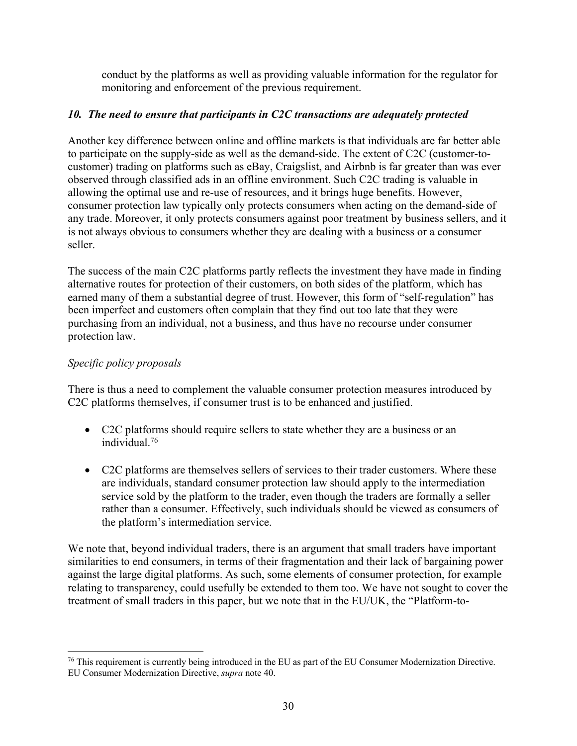conduct by the platforms as well as providing valuable information for the regulator for monitoring and enforcement of the previous requirement.

### *10. The need to ensure that participants in C2C transactions are adequately protected*

Another key difference between online and offline markets is that individuals are far better able to participate on the supply-side as well as the demand-side. The extent of C2C (customer-to-customer) trading on platforms such as eBay, Craigslist, and Airbnb is far greater than was ever observed through classified ads in an offline environment. Such C2C trading is valuable in allowing the optimal use and re-use of resources, and it brings huge benefits. However, consumer protection law typically only protects consumers when acting on the demand-side of any trade. Moreover, it only protects consumers against poor treatment by business sellers, and it is not always obvious to consumers whether they are dealing with a business or a consumer seller.

The success of the main C2C platforms partly reflects the investment they have made in finding alternative routes for protection of their customers, on both sides of the platform, which has earned many of them a substantial degree of trust. However, this form of "self-regulation" has been imperfect and customers often complain that they find out too late that they were purchasing from an individual, not a business, and thus have no recourse under consumer protection law.

*Specific policy proposals*

There is thus a need to complement the valuable consumer protection measures introduced by C2C platforms themselves, if consumer trust is to be enhanced and justified.

- C2C platforms should require sellers to state whether they are a business or an individual.[76]
- C2C platforms are themselves sellers of services to their trader customers. Where these are individuals, standard consumer protection law should apply to the intermediation service sold by the platform to the trader, even though the traders are formally a seller rather than a consumer. Effectively, such individuals should be viewed as consumers of the platform's intermediation service.

We note that, beyond individual traders, there is an argument that small traders have important similarities to end consumers, in terms of their fragmentation and their lack of bargaining power against the large digital platforms. As such, some elements of consumer protection, for example relating to transparency, could usefully be extended to them too. We have not sought to cover the treatment of small traders in this paper, but we note that in the EU/UK, the "Platform-to-

[76] This requirement is currently being introduced in the EU as part of the EU Consumer Modernization Directive. EU Consumer Modernization Directive, *supra* note 40.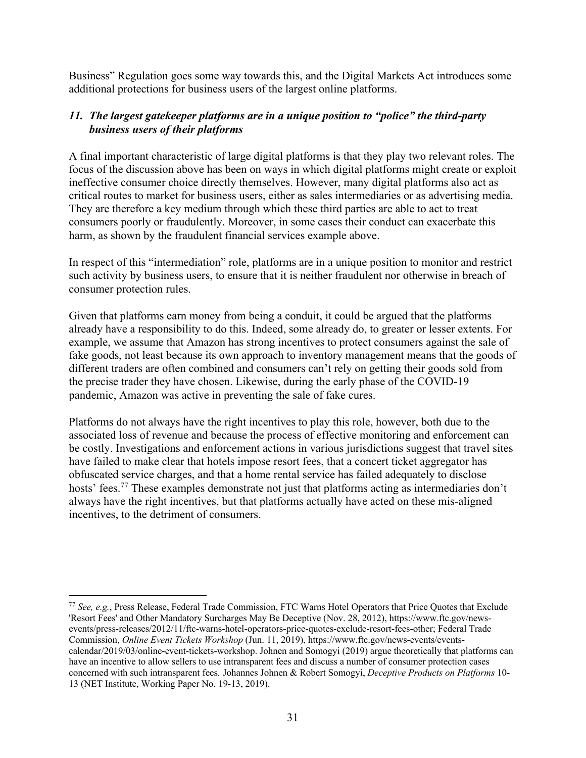Business" Regulation goes some way towards this, and the Digital Markets Act introduces some additional protections for business users of the largest online platforms.

### *11. The largest gatekeeper platforms are in a unique position to "police" the third-party business users of their platforms*

A final important characteristic of large digital platforms is that they play two relevant roles. The focus of the discussion above has been on ways in which digital platforms might create or exploit ineffective consumer choice directly themselves. However, many digital platforms also act as critical routes to market for business users, either as sales intermediaries or as advertising media. They are therefore a key medium through which these third parties are able to act to treat consumers poorly or fraudulently. Moreover, in some cases their conduct can exacerbate this harm, as shown by the fraudulent financial services example above.

In respect of this "intermediation" role, platforms are in a unique position to monitor and restrict such activity by business users, to ensure that it is neither fraudulent nor otherwise in breach of consumer protection rules.

Given that platforms earn money from being a conduit, it could be argued that the platforms already have a responsibility to do this. Indeed, some already do, to greater or lesser extents. For example, we assume that Amazon has strong incentives to protect consumers against the sale of fake goods, not least because its own approach to inventory management means that the goods of different traders are often combined and consumers can't rely on getting their goods sold from the precise trader they have chosen. Likewise, during the early phase of the COVID-19 pandemic, Amazon was active in preventing the sale of fake cures.

Platforms do not always have the right incentives to play this role, however, both due to the associated loss of revenue and because the process of effective monitoring and enforcement can be costly. Investigations and enforcement actions in various jurisdictions suggest that travel sites have failed to make clear that hotels impose resort fees, that a concert ticket aggregator has obfuscated service charges, and that a home rental service has failed adequately to disclose hosts' fees.[77] These examples demonstrate not just that platforms acting as intermediaries don't always have the right incentives, but that platforms actually have acted on these mis-aligned incentives, to the detriment of consumers.

---

[77] *See, e.g.*, Press Release, Federal Trade Commission, FTC Warns Hotel Operators that Price Quotes that Exclude 'Resort Fees' and Other Mandatory Surcharges May Be Deceptive (Nov. 28, 2012), https://www.ftc.gov/news-events/press-releases/2012/11/ftc-warns-hotel-operators-price-quotes-exclude-resort-fees-other; Federal Trade Commission, *Online Event Tickets Workshop* (Jun. 11, 2019), https://www.ftc.gov/news-events/events-calendar/2019/03/online-event-tickets-workshop. Johnen and Somogyi (2019) argue theoretically that platforms can have an incentive to allow sellers to use intransparent fees and discuss a number of consumer protection cases concerned with such intransparent fees. Johannes Johnen & Robert Somogyi, *Deceptive Products on Platforms* 10-13 (NET Institute, Working Paper No. 19-13, 2019).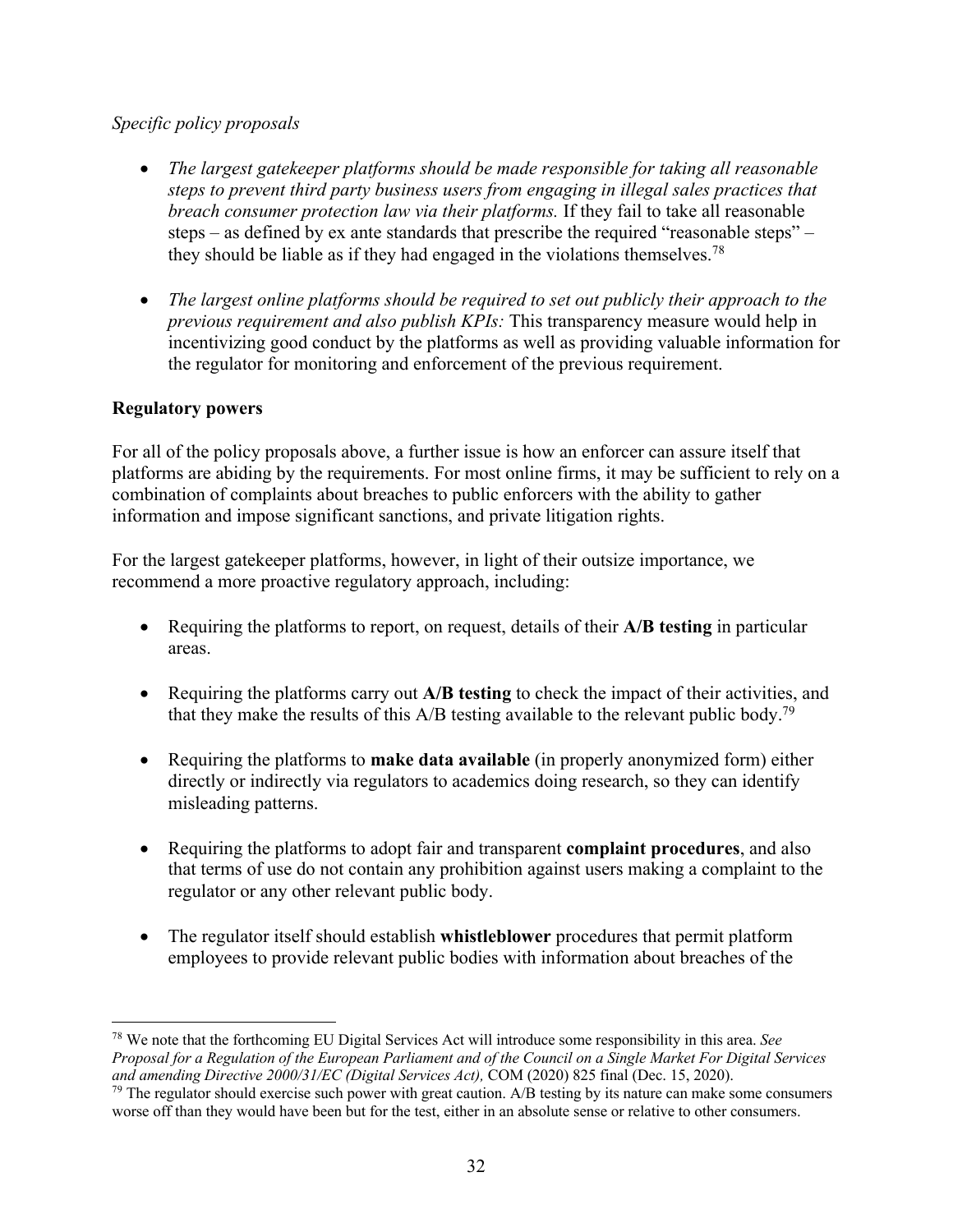*Specific policy proposals*

- *The largest gatekeeper platforms should be made responsible for taking all reasonable steps to prevent third party business users from engaging in illegal sales practices that breach consumer protection law via their platforms.* If they fail to take all reasonable steps – as defined by ex ante standards that prescribe the required "reasonable steps" – they should be liable as if they had engaged in the violations themselves.[78]

- *The largest online platforms should be required to set out publicly their approach to the previous requirement and also publish KPIs:* This transparency measure would help in incentivizing good conduct by the platforms as well as providing valuable information for the regulator for monitoring and enforcement of the previous requirement.

**Regulatory powers**

For all of the policy proposals above, a further issue is how an enforcer can assure itself that platforms are abiding by the requirements. For most online firms, it may be sufficient to rely on a combination of complaints about breaches to public enforcers with the ability to gather information and impose significant sanctions, and private litigation rights.

For the largest gatekeeper platforms, however, in light of their outsize importance, we recommend a more proactive regulatory approach, including:

- Requiring the platforms to report, on request, details of their **A/B testing** in particular areas.

- Requiring the platforms carry out **A/B testing** to check the impact of their activities, and that they make the results of this A/B testing available to the relevant public body.[79]

- Requiring the platforms to **make data available** (in properly anonymized form) either directly or indirectly via regulators to academics doing research, so they can identify misleading patterns.

- Requiring the platforms to adopt fair and transparent **complaint procedures**, and also that terms of use do not contain any prohibition against users making a complaint to the regulator or any other relevant public body.

- The regulator itself should establish **whistleblower** procedures that permit platform employees to provide relevant public bodies with information about breaches of the

---

[78] We note that the forthcoming EU Digital Services Act will introduce some responsibility in this area. *See Proposal for a Regulation of the European Parliament and of the Council on a Single Market For Digital Services and amending Directive 2000/31/EC (Digital Services Act),* COM (2020) 825 final (Dec. 15, 2020).

[79] The regulator should exercise such power with great caution. A/B testing by its nature can make some consumers worse off than they would have been but for the test, either in an absolute sense or relative to other consumers.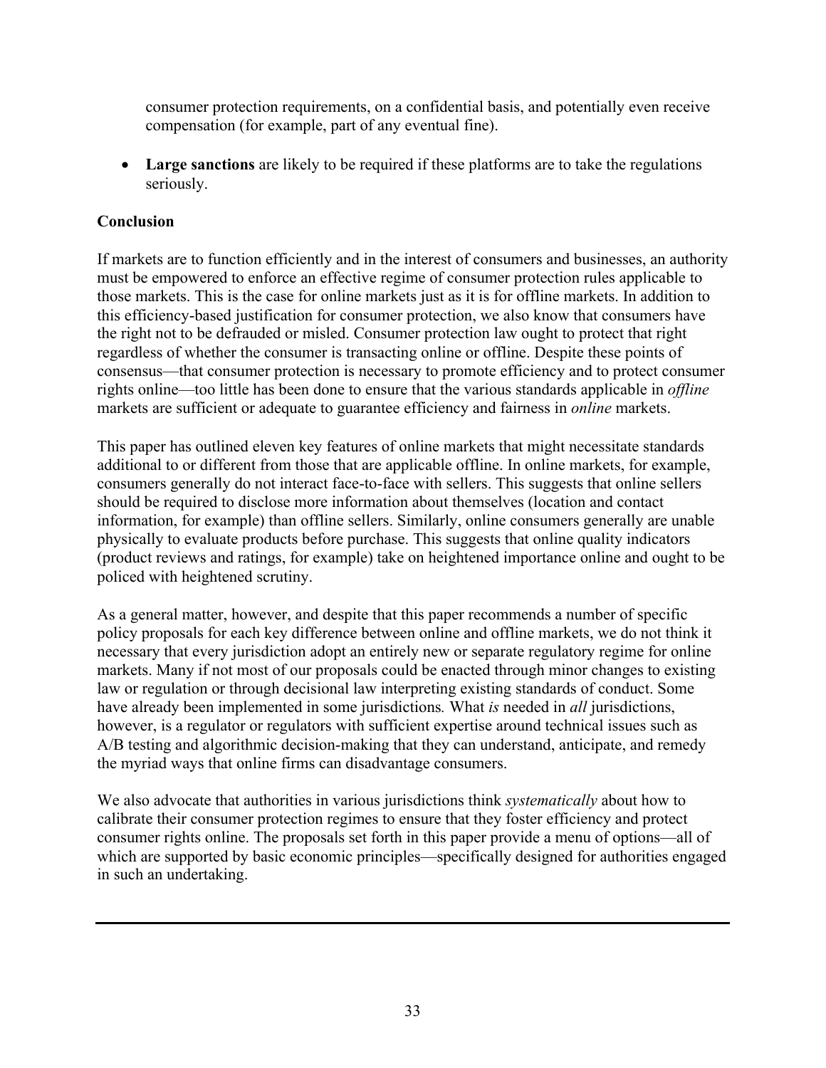consumer protection requirements, on a confidential basis, and potentially even receive compensation (for example, part of any eventual fine).

- **Large sanctions** are likely to be required if these platforms are to take the regulations seriously.

## Conclusion

If markets are to function efficiently and in the interest of consumers and businesses, an authority must be empowered to enforce an effective regime of consumer protection rules applicable to those markets. This is the case for online markets just as it is for offline markets. In addition to this efficiency-based justification for consumer protection, we also know that consumers have the right not to be defrauded or misled. Consumer protection law ought to protect that right regardless of whether the consumer is transacting online or offline. Despite these points of consensus—that consumer protection is necessary to promote efficiency and to protect consumer rights online—too little has been done to ensure that the various standards applicable in *offline* markets are sufficient or adequate to guarantee efficiency and fairness in *online* markets.

This paper has outlined eleven key features of online markets that might necessitate standards additional to or different from those that are applicable offline. In online markets, for example, consumers generally do not interact face-to-face with sellers. This suggests that online sellers should be required to disclose more information about themselves (location and contact information, for example) than offline sellers. Similarly, online consumers generally are unable physically to evaluate products before purchase. This suggests that online quality indicators (product reviews and ratings, for example) take on heightened importance online and ought to be policed with heightened scrutiny.

As a general matter, however, and despite that this paper recommends a number of specific policy proposals for each key difference between online and offline markets, we do not think it necessary that every jurisdiction adopt an entirely new or separate regulatory regime for online markets. Many if not most of our proposals could be enacted through minor changes to existing law or regulation or through decisional law interpreting existing standards of conduct. Some have already been implemented in some jurisdictions. What *is* needed in *all* jurisdictions, however, is a regulator or regulators with sufficient expertise around technical issues such as A/B testing and algorithmic decision-making that they can understand, anticipate, and remedy the myriad ways that online firms can disadvantage consumers.

We also advocate that authorities in various jurisdictions think *systematically* about how to calibrate their consumer protection regimes to ensure that they foster efficiency and protect consumer rights online. The proposals set forth in this paper provide a menu of options—all of which are supported by basic economic principles—specifically designed for authorities engaged in such an undertaking.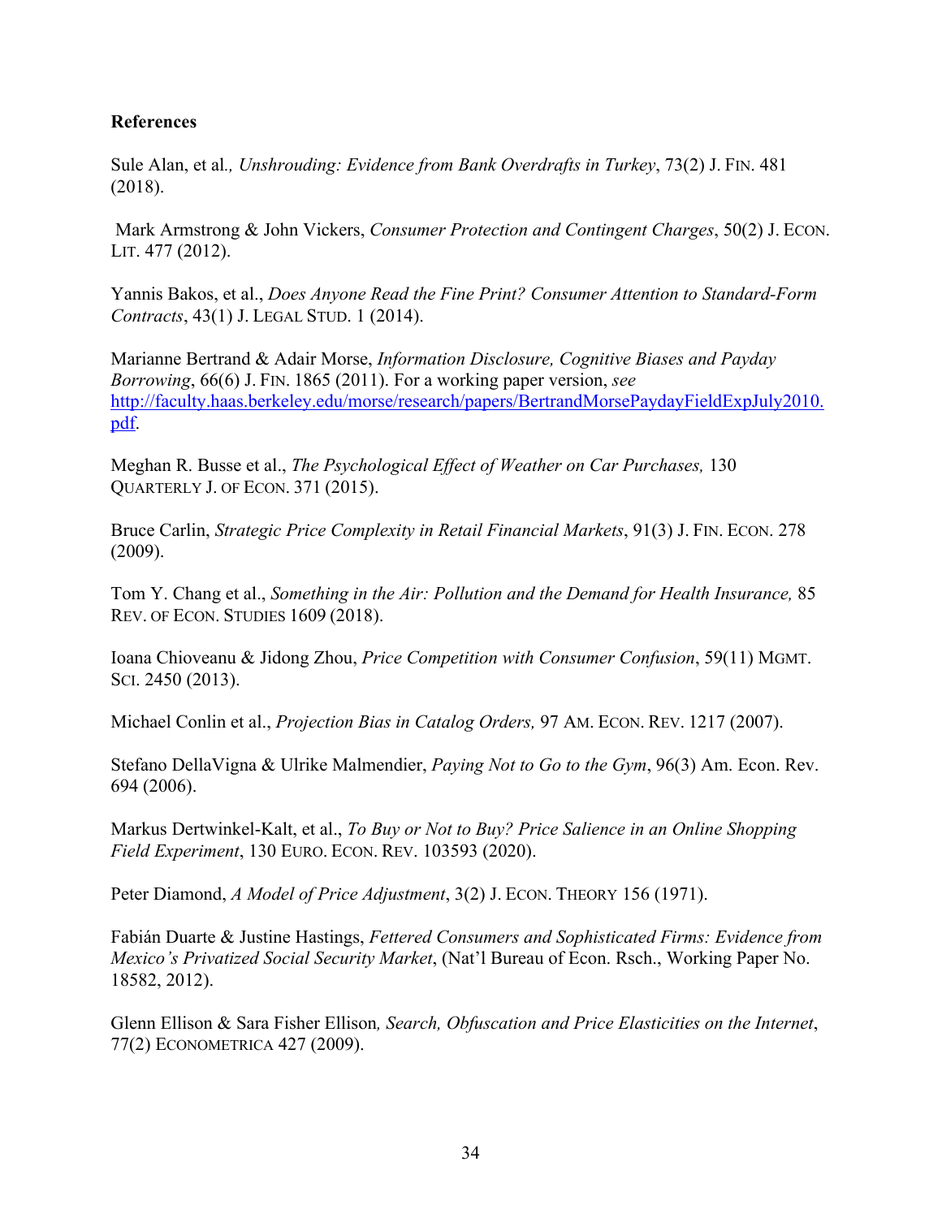**References**

Sule Alan, et al*., Unshrouding: Evidence from Bank Overdrafts in Turkey*, 73(2) J. FIN. 481 (2018).

Mark Armstrong & John Vickers, *Consumer Protection and Contingent Charges*, 50(2) J. ECON. LIT. 477 (2012).

Yannis Bakos, et al., *Does Anyone Read the Fine Print? Consumer Attention to Standard-Form Contracts*, 43(1) J. LEGAL STUD. 1 (2014).

Marianne Bertrand & Adair Morse, *Information Disclosure, Cognitive Biases and Payday Borrowing*, 66(6) J. FIN. 1865 (2011). For a working paper version, *see* http://faculty.haas.berkeley.edu/morse/research/papers/BertrandMorsePaydayFieldExpJuly2010.pdf.

Meghan R. Busse et al., *The Psychological Effect of Weather on Car Purchases,* 130 QUARTERLY J. OF ECON. 371 (2015).

Bruce Carlin, *Strategic Price Complexity in Retail Financial Markets*, 91(3) J. FIN. ECON. 278 (2009).

Tom Y. Chang et al., *Something in the Air: Pollution and the Demand for Health Insurance,* 85 REV. OF ECON. STUDIES 1609 (2018).

Ioana Chioveanu & Jidong Zhou, *Price Competition with Consumer Confusion*, 59(11) MGMT. SCI. 2450 (2013).

Michael Conlin et al., *Projection Bias in Catalog Orders,* 97 AM. ECON. REV. 1217 (2007).

Stefano DellaVigna & Ulrike Malmendier, *Paying Not to Go to the Gym*, 96(3) Am. Econ. Rev. 694 (2006).

Markus Dertwinkel-Kalt, et al., *To Buy or Not to Buy? Price Salience in an Online Shopping Field Experiment*, 130 EURO. ECON. REV. 103593 (2020).

Peter Diamond, *A Model of Price Adjustment*, 3(2) J. ECON. THEORY 156 (1971).

Fabián Duarte & Justine Hastings, *Fettered Consumers and Sophisticated Firms: Evidence from Mexico's Privatized Social Security Market*, (Nat'l Bureau of Econ. Rsch., Working Paper No. 18582, 2012).

Glenn Ellison & Sara Fisher Ellison*, Search, Obfuscation and Price Elasticities on the Internet*, 77(2) ECONOMETRICA 427 (2009).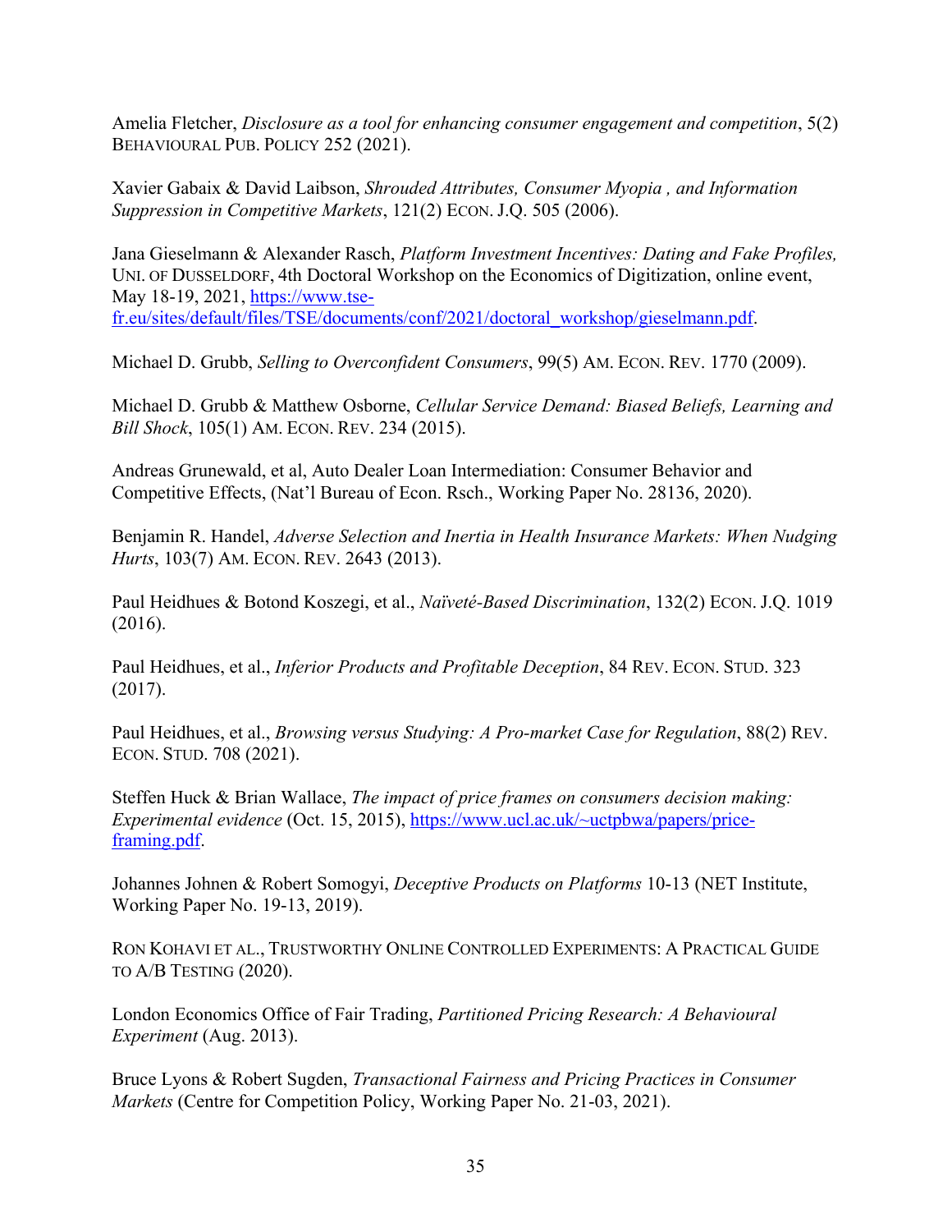Amelia Fletcher, *Disclosure as a tool for enhancing consumer engagement and competition*, 5(2) BEHAVIOURAL PUB. POLICY 252 (2021).

Xavier Gabaix & David Laibson, *Shrouded Attributes, Consumer Myopia , and Information Suppression in Competitive Markets*, 121(2) ECON. J.Q. 505 (2006).

Jana Gieselmann & Alexander Rasch, *Platform Investment Incentives: Dating and Fake Profiles,* UNI. OF DUSSELDORF, 4th Doctoral Workshop on the Economics of Digitization, online event, May 18-19, 2021, https://www.tse-fr.eu/sites/default/files/TSE/documents/conf/2021/doctoral_workshop/gieselmann.pdf.

Michael D. Grubb, *Selling to Overconfident Consumers*, 99(5) AM. ECON. REV. 1770 (2009).

Michael D. Grubb & Matthew Osborne, *Cellular Service Demand: Biased Beliefs, Learning and Bill Shock*, 105(1) AM. ECON. REV. 234 (2015).

Andreas Grunewald, et al, Auto Dealer Loan Intermediation: Consumer Behavior and Competitive Effects, (Nat'l Bureau of Econ. Rsch., Working Paper No. 28136, 2020).

Benjamin R. Handel, *Adverse Selection and Inertia in Health Insurance Markets: When Nudging Hurts*, 103(7) AM. ECON. REV. 2643 (2013).

Paul Heidhues & Botond Koszegi, et al., *Naïveté-Based Discrimination*, 132(2) ECON. J.Q. 1019 (2016).

Paul Heidhues, et al., *Inferior Products and Profitable Deception*, 84 REV. ECON. STUD. 323 (2017).

Paul Heidhues, et al., *Browsing versus Studying: A Pro-market Case for Regulation*, 88(2) REV. ECON. STUD. 708 (2021).

Steffen Huck & Brian Wallace, *The impact of price frames on consumers decision making: Experimental evidence* (Oct. 15, 2015), https://www.ucl.ac.uk/~uctpbwa/papers/price-framing.pdf.

Johannes Johnen & Robert Somogyi, *Deceptive Products on Platforms* 10-13 (NET Institute, Working Paper No. 19-13, 2019).

RON KOHAVI ET AL., TRUSTWORTHY ONLINE CONTROLLED EXPERIMENTS: A PRACTICAL GUIDE TO A/B TESTING (2020).

London Economics Office of Fair Trading, *Partitioned Pricing Research: A Behavioural Experiment* (Aug. 2013).

Bruce Lyons & Robert Sugden, *Transactional Fairness and Pricing Practices in Consumer Markets* (Centre for Competition Policy, Working Paper No. 21-03, 2021).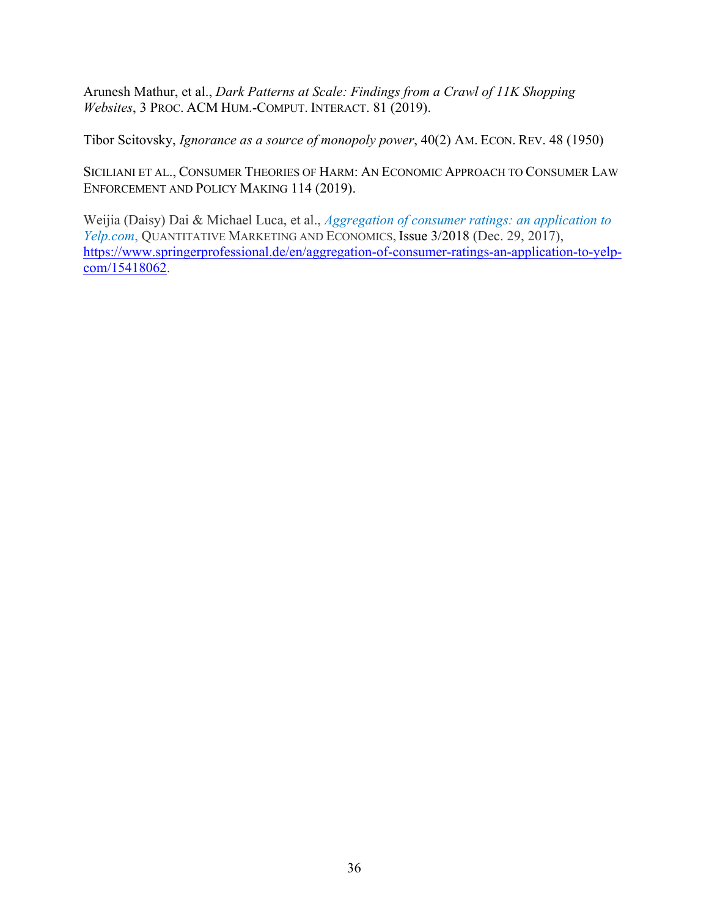Arunesh Mathur, et al., *Dark Patterns at Scale: Findings from a Crawl of 11K Shopping Websites*, 3 PROC. ACM HUM.-COMPUT. INTERACT. 81 (2019).

Tibor Scitovsky, *Ignorance as a source of monopoly power*, 40(2) AM. ECON. REV. 48 (1950)

SICILIANI ET AL., CONSUMER THEORIES OF HARM: AN ECONOMIC APPROACH TO CONSUMER LAW ENFORCEMENT AND POLICY MAKING 114 (2019).

Weijia (Daisy) Dai & Michael Luca, et al., *Aggregation of consumer ratings: an application to Yelp.com*, QUANTITATIVE MARKETING AND ECONOMICS, Issue 3/2018 (Dec. 29, 2017), https://www.springerprofessional.de/en/aggregation-of-consumer-ratings-an-application-to-yelp-com/15418062.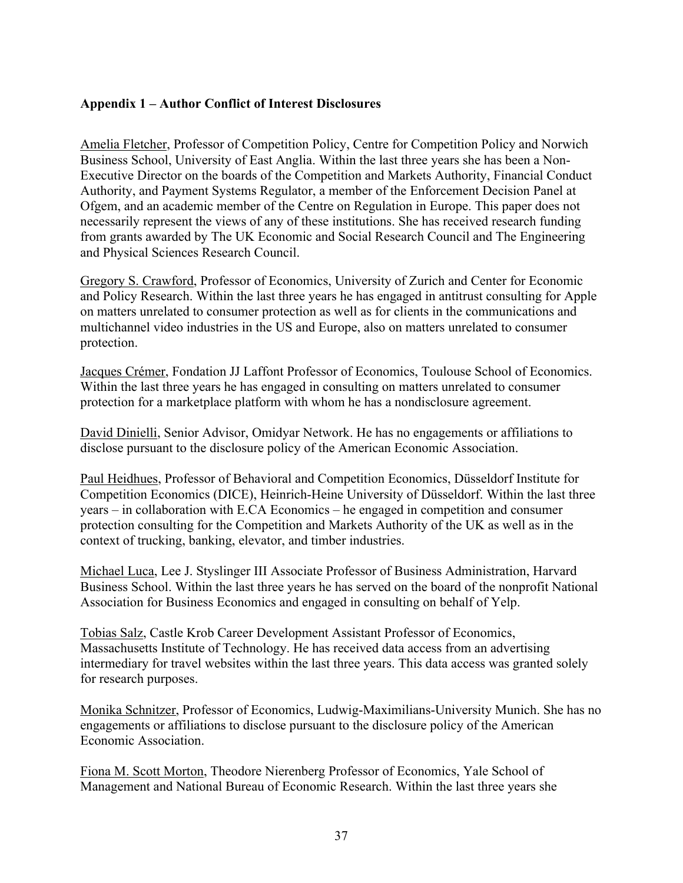**Appendix 1 – Author Conflict of Interest Disclosures**

Amelia Fletcher, Professor of Competition Policy, Centre for Competition Policy and Norwich Business School, University of East Anglia. Within the last three years she has been a Non-Executive Director on the boards of the Competition and Markets Authority, Financial Conduct Authority, and Payment Systems Regulator, a member of the Enforcement Decision Panel at Ofgem, and an academic member of the Centre on Regulation in Europe. This paper does not necessarily represent the views of any of these institutions. She has received research funding from grants awarded by The UK Economic and Social Research Council and The Engineering and Physical Sciences Research Council.

Gregory S. Crawford, Professor of Economics, University of Zurich and Center for Economic and Policy Research. Within the last three years he has engaged in antitrust consulting for Apple on matters unrelated to consumer protection as well as for clients in the communications and multichannel video industries in the US and Europe, also on matters unrelated to consumer protection.

Jacques Crémer, Fondation JJ Laffont Professor of Economics, Toulouse School of Economics. Within the last three years he has engaged in consulting on matters unrelated to consumer protection for a marketplace platform with whom he has a nondisclosure agreement.

David Dinielli, Senior Advisor, Omidyar Network. He has no engagements or affiliations to disclose pursuant to the disclosure policy of the American Economic Association.

Paul Heidhues, Professor of Behavioral and Competition Economics, Düsseldorf Institute for Competition Economics (DICE), Heinrich-Heine University of Düsseldorf. Within the last three years – in collaboration with E.CA Economics – he engaged in competition and consumer protection consulting for the Competition and Markets Authority of the UK as well as in the context of trucking, banking, elevator, and timber industries.

Michael Luca, Lee J. Styslinger III Associate Professor of Business Administration, Harvard Business School. Within the last three years he has served on the board of the nonprofit National Association for Business Economics and engaged in consulting on behalf of Yelp.

Tobias Salz, Castle Krob Career Development Assistant Professor of Economics, Massachusetts Institute of Technology. He has received data access from an advertising intermediary for travel websites within the last three years. This data access was granted solely for research purposes.

Monika Schnitzer, Professor of Economics, Ludwig-Maximilians-University Munich. She has no engagements or affiliations to disclose pursuant to the disclosure policy of the American Economic Association.

Fiona M. Scott Morton, Theodore Nierenberg Professor of Economics, Yale School of Management and National Bureau of Economic Research. Within the last three years she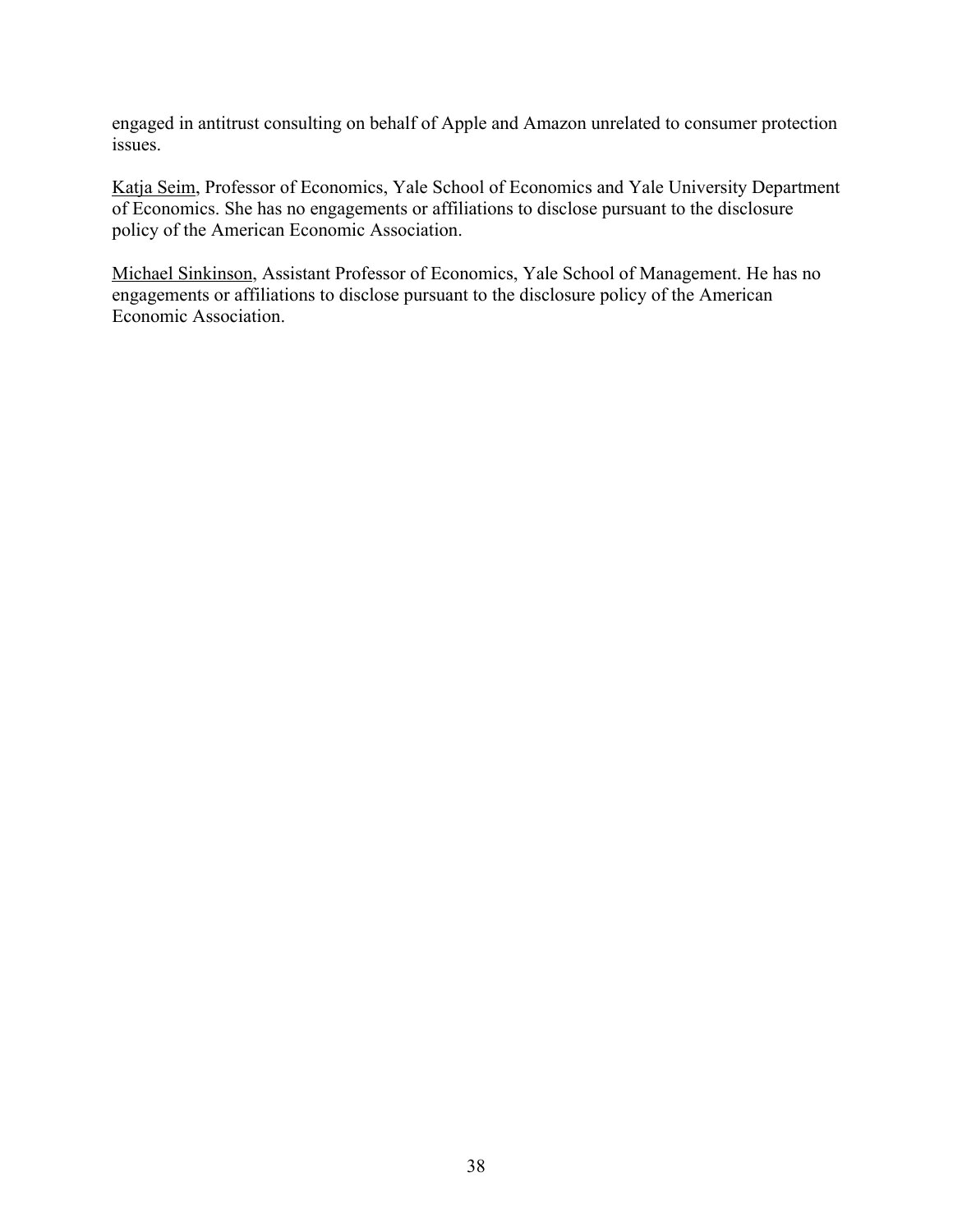engaged in antitrust consulting on behalf of Apple and Amazon unrelated to consumer protection issues.

<u>Katja Seim</u>, Professor of Economics, Yale School of Economics and Yale University Department of Economics. She has no engagements or affiliations to disclose pursuant to the disclosure policy of the American Economic Association.

<u>Michael Sinkinson</u>, Assistant Professor of Economics, Yale School of Management. He has no engagements or affiliations to disclose pursuant to the disclosure policy of the American Economic Association.